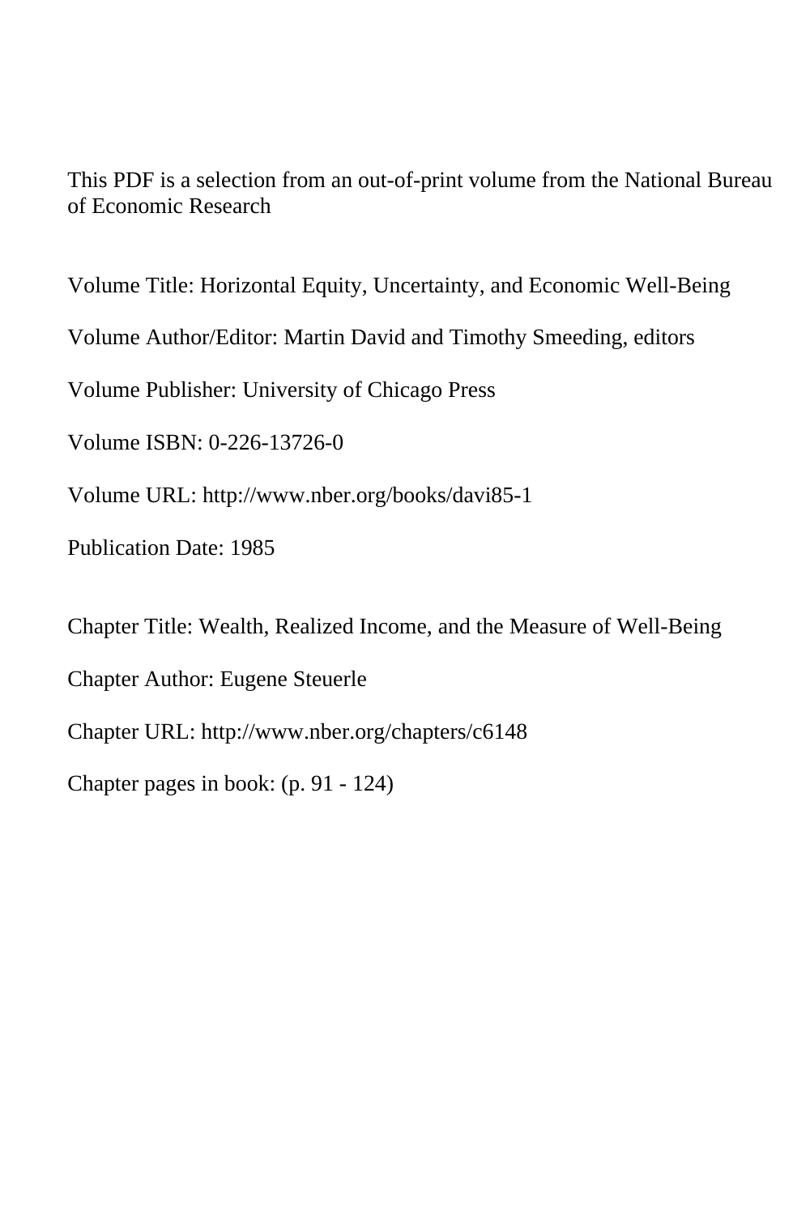This PDF is a selection from an out-of-print volume from the National Bureau of Economic Research

Volume Title: Horizontal Equity, Uncertainty, and Economic Well-Being

Volume Author/Editor: Martin David and Timothy Smeeding, editors

Volume Publisher: University of Chicago Press

Volume ISBN: 0-226-13726-0

Volume URL: http://www.nber.org/books/davi85-1

Publication Date: 1985

Chapter Title: Wealth, Realized Income, and the Measure of Well-Being

Chapter Author: Eugene Steuerle

Chapter URL: http://www.nber.org/chapters/c6148

Chapter pages in book: (p. 91 - 124)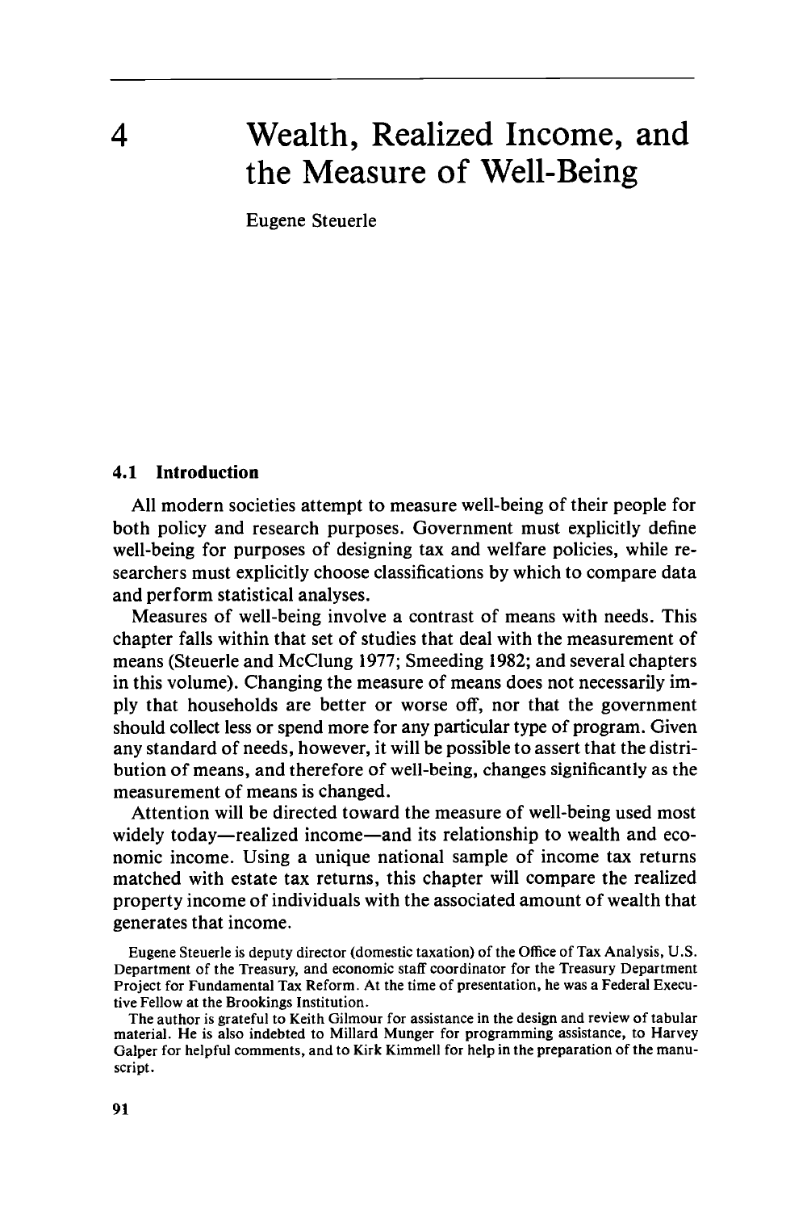# 4 Wealth, Realized Income, and the Measure of Well-Being

Eugene Steuerle

## 4.1 Introduction

All modern societies attempt to measure well-being of their people for both policy and research purposes. Government must explicitly define well-being for purposes of designing tax and welfare policies, while researchers must explicitly choose classifications by which to compare data and perform statistical analyses.

Measures of well-being involve a contrast of means with needs. This chapter falls within that set of studies that deal with the measurement of means (Steuerle and McClung 1977; Smeeding 1982; and several chapters in this volume). Changing the measure of means does not necessarily imply that households are better or worse off, nor that the government should collect less or spend more for any particular type of program. Given any standard of needs, however, it will be possible to assert that the distribution of means, and therefore of well-being, changes significantly as the measurement of means is changed.

Attention will be directed toward the measure of well-being used most widely today—realized income—and its relationship to wealth and economic income. Using a unique national sample of income tax returns matched with estate tax returns, this chapter will compare the realized property income of individuals with the associated amount of wealth that generates that income.

Eugene Steuerle is deputy director (domestic taxation) of the Office of Tax Analysis, U.S. Department of the Treasury, and economic staff coordinator for the Treasury Department Project for Fundamental Tax Reform. At the time of presentation, he was a Federal Executive Fellow at the Brookings Institution.

The author is grateful to Keith Gilmour for assistance in the design and review of tabular material. He is also indebted to Millard Munger for programming assistance, to Harvey Galper for helpful comments, and to Kirk Kimmell for help in the preparation of the manuscript.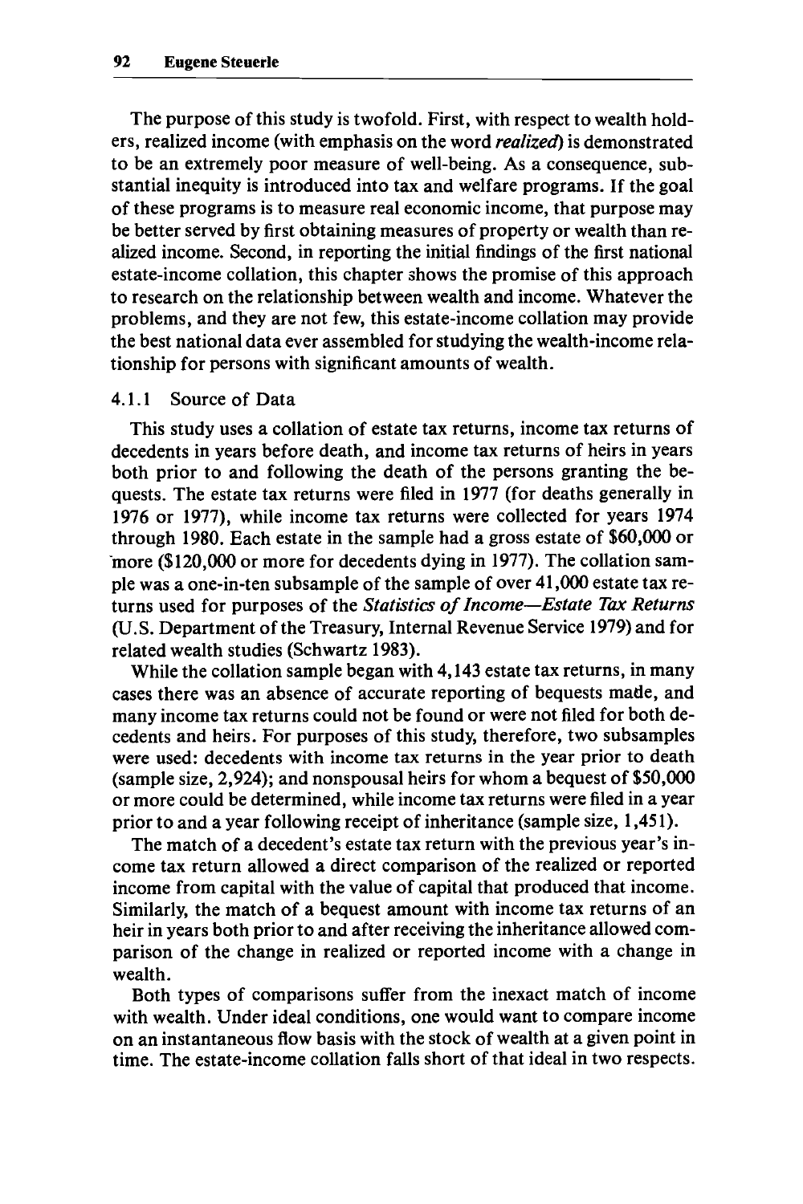The purpose of this study is twofold. First, with respect to wealth holders, realized income (with emphasis on the word *realized*) is demonstrated to be an extremely poor measure of well-being. As a consequence, substantial inequity is introduced into tax and welfare programs. If the goal of these programs is to measure real economic income, that purpose may be better served by first obtaining measures of property or wealth than realized income. Second, in reporting the initial findings of the first national estate-income collation, this chapter shows the promise of this approach to research on the relationship between wealth and income. Whatever the problems, and they are not few, this estate-income collation may provide the best national data ever assembled for studying the wealth-income relationship for persons with significant amounts of wealth.

### 4.1.1 Source of Data

This study uses a collation of estate tax returns, income tax returns of decedents in years before death, and income tax returns of heirs in years both prior to and following the death of the persons granting the bequests. The estate tax returns were filed in 1977 (for deaths generally in 1976 or 1977), while income tax returns were collected for years 1974 through 1980. Each estate in the sample had a gross estate of $60,000 or more ($120,000 or more for decedents dying in 1977). The collation sample was a one-in-ten subsample of the sample of over 41,000 estate tax returns used for purposes of the *Statistics of Income—Estate Tax Returns* (U.S. Department of the Treasury, Internal Revenue Service 1979) and for related wealth studies (Schwartz 1983).

While the collation sample began with 4,143 estate tax returns, in many cases there was an absence of accurate reporting of bequests made, and many income tax returns could not be found or were not filed for both decedents and heirs. For purposes of this study, therefore, two subsamples were used: decedents with income tax returns in the year prior to death (sample size, 2,924); and nonspousal heirs for whom a bequest of $50,000 or more could be determined, while income tax returns were filed in a year prior to and a year following receipt of inheritance (sample size, 1,451).

The match of a decedent's estate tax return with the previous year's income tax return allowed a direct comparison of the realized or reported income from capital with the value of capital that produced that income. Similarly, the match of a bequest amount with income tax returns of an heir in years both prior to and after receiving the inheritance allowed comparison of the change in realized or reported income with a change in wealth.

Both types of comparisons suffer from the inexact match of income with wealth. Under ideal conditions, one would want to compare income on an instantaneous flow basis with the stock of wealth at a given point in time. The estate-income collation falls short of that ideal in two respects.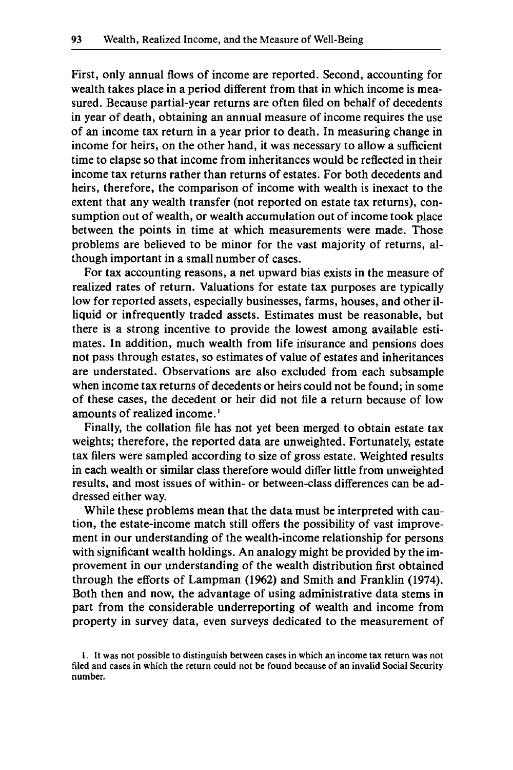First, only annual flows of income are reported. Second, accounting for wealth takes place in a period different from that in which income is measured. Because partial-year returns are often filed on behalf of decedents in year of death, obtaining an annual measure of income requires the use of an income tax return in a year prior to death. In measuring change in income for heirs, on the other hand, it was necessary to allow a sufficient time to elapse so that income from inheritances would be reflected in their income tax returns rather than returns of estates. For both decedents and heirs, therefore, the comparison of income with wealth is inexact to the extent that any wealth transfer (not reported on estate tax returns), consumption out of wealth, or wealth accumulation out of income took place between the points in time at which measurements were made. Those problems are believed to be minor for the vast majority of returns, although important in a small number of cases.

For tax accounting reasons, a net upward bias exists in the measure of realized rates of return. Valuations for estate tax purposes are typically low for reported assets, especially businesses, farms, houses, and other illiquid or infrequently traded assets. Estimates must be reasonable, but there is a strong incentive to provide the lowest among available estimates. In addition, much wealth from life insurance and pensions does not pass through estates, so estimates of value of estates and inheritances are understated. Observations are also excluded from each subsample when income tax returns of decedents or heirs could not be found; in some of these cases, the decedent or heir did not file a return because of low amounts of realized income.[1]

Finally, the collation file has not yet been merged to obtain estate tax weights; therefore, the reported data are unweighted. Fortunately, estate tax filers were sampled according to size of gross estate. Weighted results in each wealth or similar class therefore would differ little from unweighted results, and most issues of within- or between-class differences can be addressed either way.

While these problems mean that the data must be interpreted with caution, the estate-income match still offers the possibility of vast improvement in our understanding of the wealth-income relationship for persons with significant wealth holdings. An analogy might be provided by the improvement in our understanding of the wealth distribution first obtained through the efforts of Lampman (1962) and Smith and Franklin (1974). Both then and now, the advantage of using administrative data stems in part from the considerable underreporting of wealth and income from property in survey data, even surveys dedicated to the measurement of

1. It was not possible to distinguish between cases in which an income tax return was not filed and cases in which the return could not be found because of an invalid Social Security number.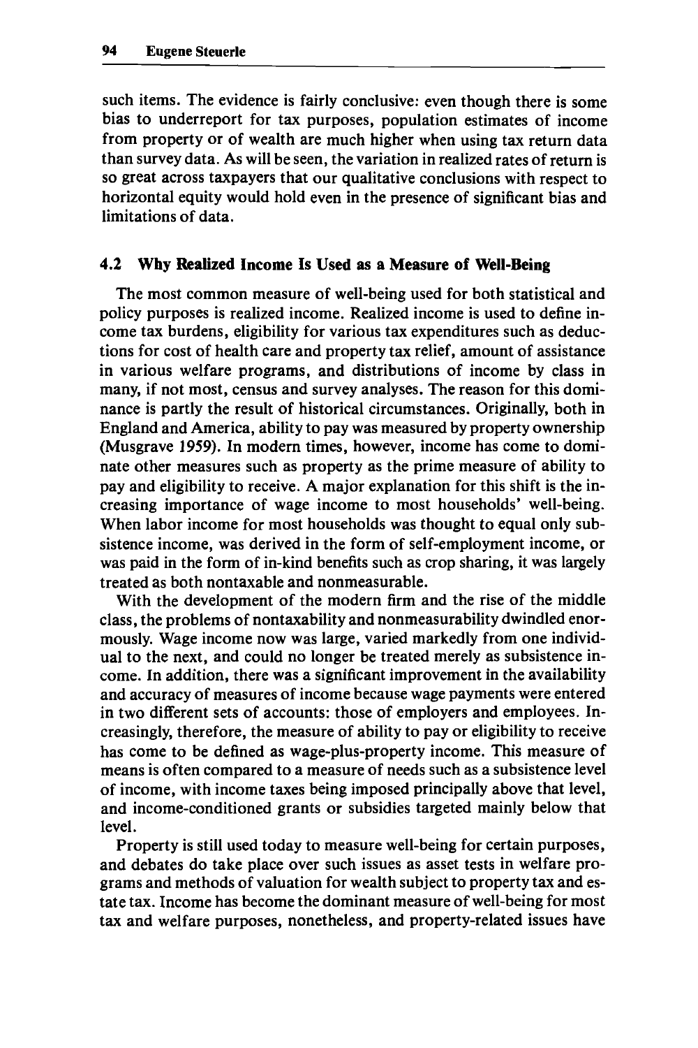such items. The evidence is fairly conclusive: even though there is some bias to underreport for tax purposes, population estimates of income from property or of wealth are much higher when using tax return data than survey data. As will be seen, the variation in realized rates of return is so great across taxpayers that our qualitative conclusions with respect to horizontal equity would hold even in the presence of significant bias and limitations of data.

## 4.2 Why Realized Income Is Used as a Measure of Well-Being

The most common measure of well-being used for both statistical and policy purposes is realized income. Realized income is used to define income tax burdens, eligibility for various tax expenditures such as deductions for cost of health care and property tax relief, amount of assistance in various welfare programs, and distributions of income by class in many, if not most, census and survey analyses. The reason for this dominance is partly the result of historical circumstances. Originally, both in England and America, ability to pay was measured by property ownership (Musgrave 1959). In modern times, however, income has come to dominate other measures such as property as the prime measure of ability to pay and eligibility to receive. A major explanation for this shift is the increasing importance of wage income to most households' well-being. When labor income for most households was thought to equal only subsistence income, was derived in the form of self-employment income, or was paid in the form of in-kind benefits such as crop sharing, it was largely treated as both nontaxable and nonmeasurable.

With the development of the modern firm and the rise of the middle class, the problems of nontaxability and nonmeasurability dwindled enormously. Wage income now was large, varied markedly from one individual to the next, and could no longer be treated merely as subsistence income. In addition, there was a significant improvement in the availability and accuracy of measures of income because wage payments were entered in two different sets of accounts: those of employers and employees. Increasingly, therefore, the measure of ability to pay or eligibility to receive has come to be defined as wage-plus-property income. This measure of means is often compared to a measure of needs such as a subsistence level of income, with income taxes being imposed principally above that level, and income-conditioned grants or subsidies targeted mainly below that level.

Property is still used today to measure well-being for certain purposes, and debates do take place over such issues as asset tests in welfare programs and methods of valuation for wealth subject to property tax and estate tax. Income has become the dominant measure of well-being for most tax and welfare purposes, nonetheless, and property-related issues have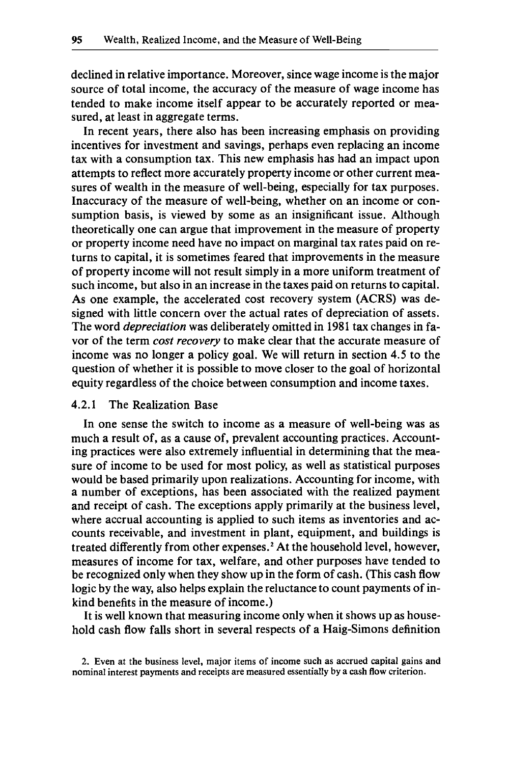declined in relative importance. Moreover, since wage income is the major source of total income, the accuracy of the measure of wage income has tended to make income itself appear to be accurately reported or measured, at least in aggregate terms.

In recent years, there also has been increasing emphasis on providing incentives for investment and savings, perhaps even replacing an income tax with a consumption tax. This new emphasis has had an impact upon attempts to reflect more accurately property income or other current measures of wealth in the measure of well-being, especially for tax purposes. Inaccuracy of the measure of well-being, whether on an income or consumption basis, is viewed by some as an insignificant issue. Although theoretically one can argue that improvement in the measure of property or property income need have no impact on marginal tax rates paid on returns to capital, it is sometimes feared that improvements in the measure of property income will not result simply in a more uniform treatment of such income, but also in an increase in the taxes paid on returns to capital. As one example, the accelerated cost recovery system (ACRS) was designed with little concern over the actual rates of depreciation of assets. The word *depreciation* was deliberately omitted in 1981 tax changes in favor of the term *cost recovery* to make clear that the accurate measure of income was no longer a policy goal. We will return in section 4.5 to the question of whether it is possible to move closer to the goal of horizontal equity regardless of the choice between consumption and income taxes.

### 4.2.1 The Realization Base

In one sense the switch to income as a measure of well-being was as much a result of, as a cause of, prevalent accounting practices. Accounting practices were also extremely influential in determining that the measure of income to be used for most policy, as well as statistical purposes would be based primarily upon realizations. Accounting for income, with a number of exceptions, has been associated with the realized payment and receipt of cash. The exceptions apply primarily at the business level, where accrual accounting is applied to such items as inventories and accounts receivable, and investment in plant, equipment, and buildings is treated differently from other expenses.[2] At the household level, however, measures of income for tax, welfare, and other purposes have tended to be recognized only when they show up in the form of cash. (This cash flow logic by the way, also helps explain the reluctance to count payments of in-kind benefits in the measure of income.)

It is well known that measuring income only when it shows up as household cash flow falls short in several respects of a Haig-Simons definition

2. Even at the business level, major items of income such as accrued capital gains and nominal interest payments and receipts are measured essentially by a cash flow criterion.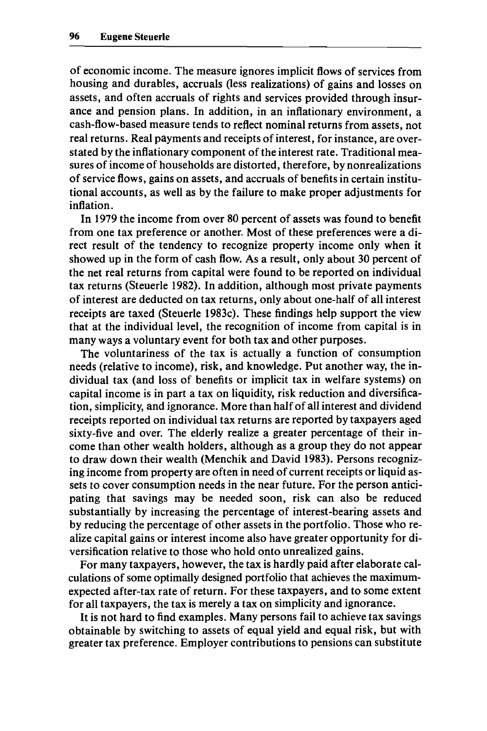of economic income. The measure ignores implicit flows of services from housing and durables, accruals (less realizations) of gains and losses on assets, and often accruals of rights and services provided through insurance and pension plans. In addition, in an inflationary environment, a cash-flow-based measure tends to reflect nominal returns from assets, not real returns. Real payments and receipts of interest, for instance, are overstated by the inflationary component of the interest rate. Traditional measures of income of households are distorted, therefore, by nonrealizations of service flows, gains on assets, and accruals of benefits in certain institutional accounts, as well as by the failure to make proper adjustments for inflation.

In 1979 the income from over 80 percent of assets was found to benefit from one tax preference or another. Most of these preferences were a direct result of the tendency to recognize property income only when it showed up in the form of cash flow. As a result, only about 30 percent of the net real returns from capital were found to be reported on individual tax returns (Steuerle 1982). In addition, although most private payments of interest are deducted on tax returns, only about one-half of all interest receipts are taxed (Steuerle 1983c). These findings help support the view that at the individual level, the recognition of income from capital is in many ways a voluntary event for both tax and other purposes.

The voluntariness of the tax is actually a function of consumption needs (relative to income), risk, and knowledge. Put another way, the individual tax (and loss of benefits or implicit tax in welfare systems) on capital income is in part a tax on liquidity, risk reduction and diversification, simplicity, and ignorance. More than half of all interest and dividend receipts reported on individual tax returns are reported by taxpayers aged sixty-five and over. The elderly realize a greater percentage of their income than other wealth holders, although as a group they do not appear to draw down their wealth (Menchik and David 1983). Persons recognizing income from property are often in need of current receipts or liquid assets to cover consumption needs in the near future. For the person anticipating that savings may be needed soon, risk can also be reduced substantially by increasing the percentage of interest-bearing assets and by reducing the percentage of other assets in the portfolio. Those who realize capital gains or interest income also have greater opportunity for diversification relative to those who hold onto unrealized gains.

For many taxpayers, however, the tax is hardly paid after elaborate calculations of some optimally designed portfolio that achieves the maximum-expected after-tax rate of return. For these taxpayers, and to some extent for all taxpayers, the tax is merely a tax on simplicity and ignorance.

It is not hard to find examples. Many persons fail to achieve tax savings obtainable by switching to assets of equal yield and equal risk, but with greater tax preference. Employer contributions to pensions can substitute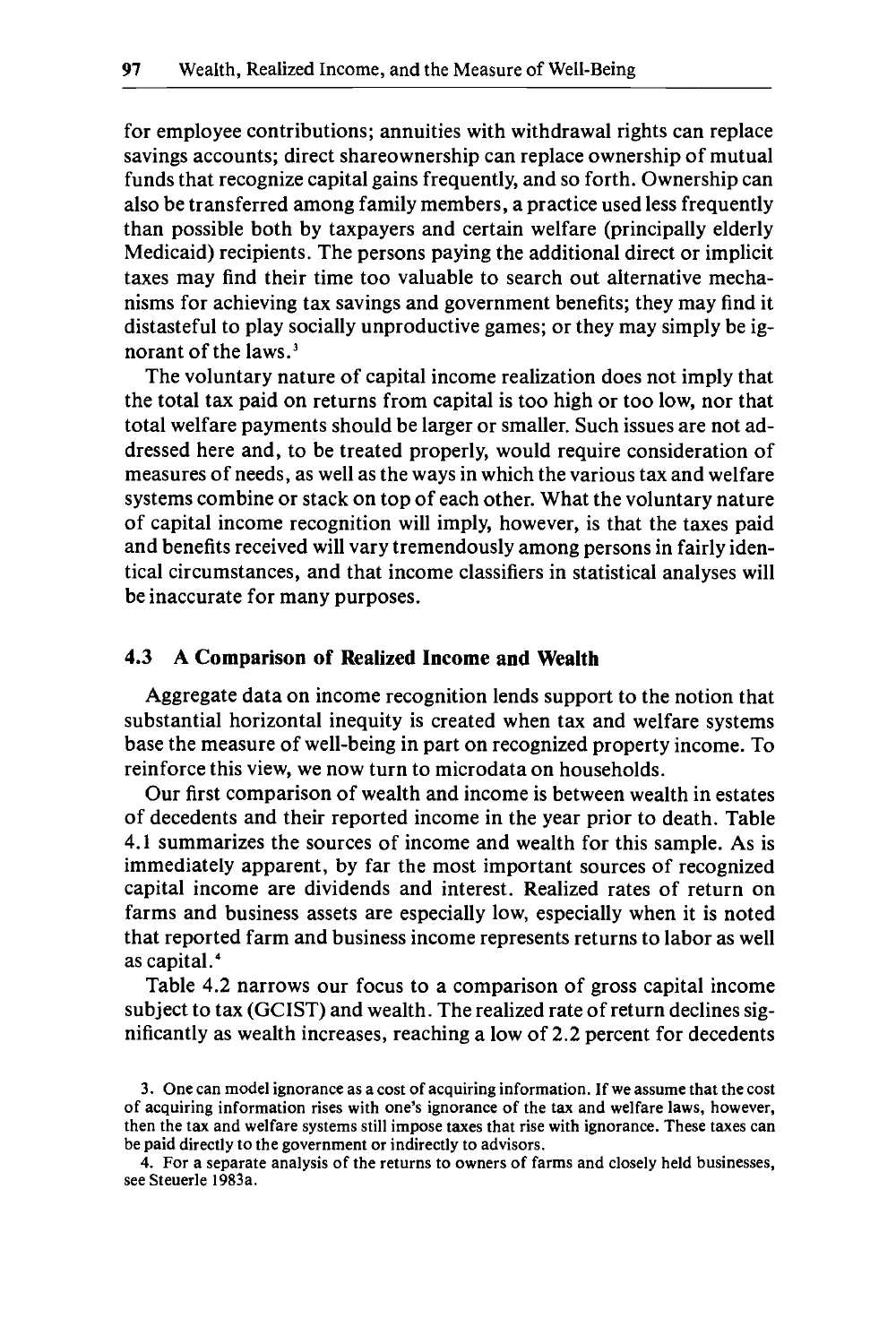for employee contributions; annuities with withdrawal rights can replace savings accounts; direct shareownership can replace ownership of mutual funds that recognize capital gains frequently, and so forth. Ownership can also be transferred among family members, a practice used less frequently than possible both by taxpayers and certain welfare (principally elderly Medicaid) recipients. The persons paying the additional direct or implicit taxes may find their time too valuable to search out alternative mechanisms for achieving tax savings and government benefits; they may find it distasteful to play socially unproductive games; or they may simply be ignorant of the laws.[3]

The voluntary nature of capital income realization does not imply that the total tax paid on returns from capital is too high or too low, nor that total welfare payments should be larger or smaller. Such issues are not addressed here and, to be treated properly, would require consideration of measures of needs, as well as the ways in which the various tax and welfare systems combine or stack on top of each other. What the voluntary nature of capital income recognition will imply, however, is that the taxes paid and benefits received will vary tremendously among persons in fairly identical circumstances, and that income classifiers in statistical analyses will be inaccurate for many purposes.

## 4.3 A Comparison of Realized Income and Wealth

Aggregate data on income recognition lends support to the notion that substantial horizontal inequity is created when tax and welfare systems base the measure of well-being in part on recognized property income. To reinforce this view, we now turn to microdata on households.

Our first comparison of wealth and income is between wealth in estates of decedents and their reported income in the year prior to death. Table 4.1 summarizes the sources of income and wealth for this sample. As is immediately apparent, by far the most important sources of recognized capital income are dividends and interest. Realized rates of return on farms and business assets are especially low, especially when it is noted that reported farm and business income represents returns to labor as well as capital.[4]

Table 4.2 narrows our focus to a comparison of gross capital income subject to tax (GCIST) and wealth. The realized rate of return declines significantly as wealth increases, reaching a low of 2.2 percent for decedents

3. One can model ignorance as a cost of acquiring information. If we assume that the cost of acquiring information rises with one's ignorance of the tax and welfare laws, however, then the tax and welfare systems still impose taxes that rise with ignorance. These taxes can be paid directly to the government or indirectly to advisors.

4. For a separate analysis of the returns to owners of farms and closely held businesses, see Steuerle 1983a.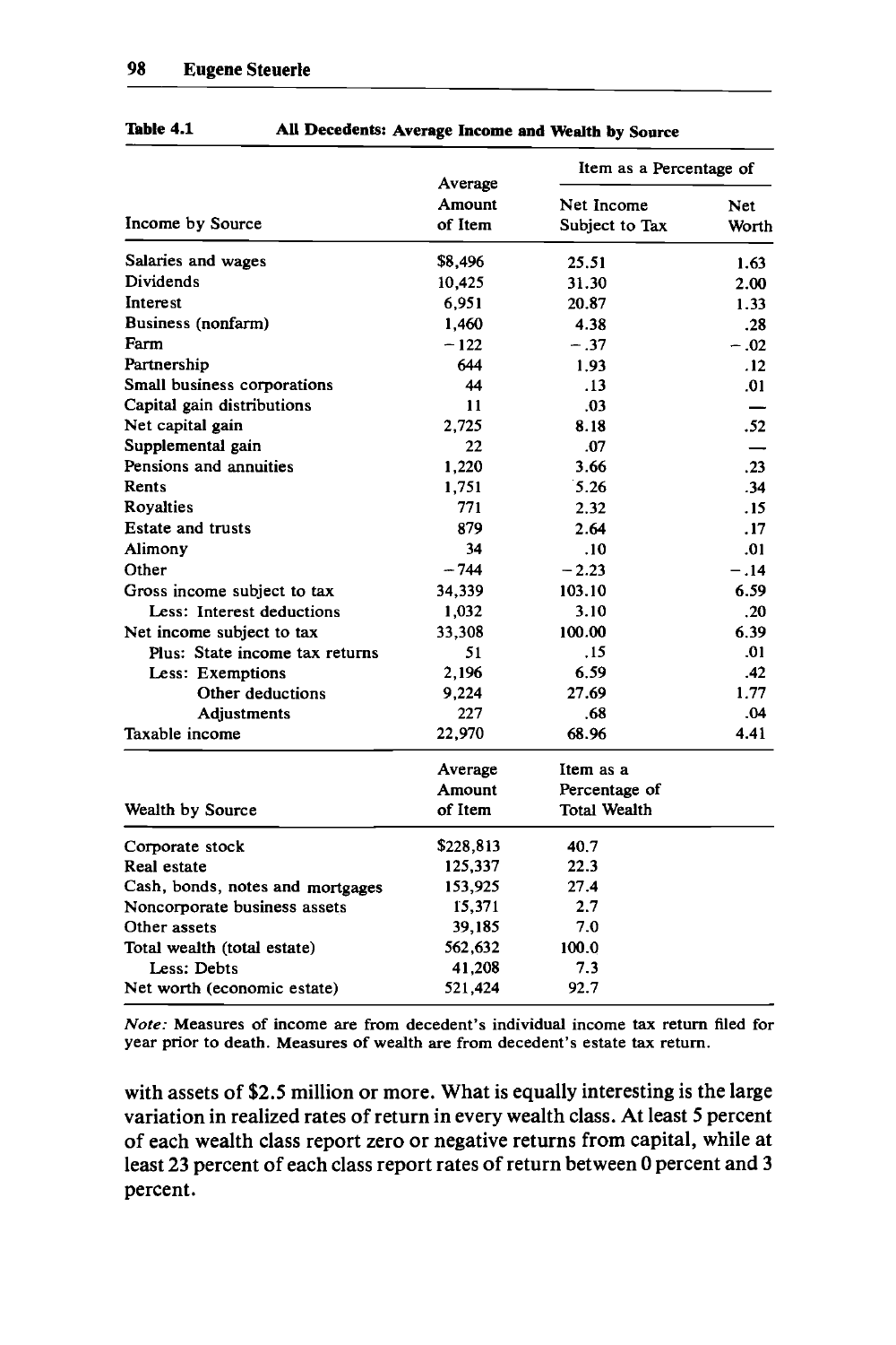**Table 4.1 All Decedents: Average Income and Wealth by Source**

| Income by Source | Average Amount of Item | Item as a Percentage of Net Income Subject to Tax | Item as a Percentage of Net Worth |
|---|---|---|---|
| Salaries and wages | $8,496 | 25.51 | 1.63 |
| Dividends | 10,425 | 31.30 | 2.00 |
| Interest | 6,951 | 20.87 | 1.33 |
| Business (nonfarm) | 1,460 | 4.38 | .28 |
| Farm | −122 | −.37 | −.02 |
| Partnership | 644 | 1.93 | .12 |
| Small business corporations | 44 | .13 | .01 |
| Capital gain distributions | 11 | .03 | — |
| Net capital gain | 2,725 | 8.18 | .52 |
| Supplemental gain | 22 | .07 | — |
| Pensions and annuities | 1,220 | 3.66 | .23 |
| Rents | 1,751 | 5.26 | .34 |
| Royalties | 771 | 2.32 | .15 |
| Estate and trusts | 879 | 2.64 | .17 |
| Alimony | 34 | .10 | .01 |
| Other | −744 | −2.23 | −.14 |
| Gross income subject to tax | 34,339 | 103.10 | 6.59 |
| Less: Interest deductions | 1,032 | 3.10 | .20 |
| Net income subject to tax | 33,308 | 100.00 | 6.39 |
| Plus: State income tax returns | 51 | .15 | .01 |
| Less: Exemptions | 2,196 | 6.59 | .42 |
| Other deductions | 9,224 | 27.69 | 1.77 |
| Adjustments | 227 | .68 | .04 |
| Taxable income | 22,970 | 68.96 | 4.41 |

| Wealth by Source | Average Amount of Item | Item as a Percentage of Total Wealth |
|---|---|---|
| Corporate stock | $228,813 | 40.7 |
| Real estate | 125,337 | 22.3 |
| Cash, bonds, notes and mortgages | 153,925 | 27.4 |
| Noncorporate business assets | 15,371 | 2.7 |
| Other assets | 39,185 | 7.0 |
| Total wealth (total estate) | 562,632 | 100.0 |
| Less: Debts | 41,208 | 7.3 |
| Net worth (economic estate) | 521,424 | 92.7 |

*Note:* Measures of income are from decedent's individual income tax return filed for year prior to death. Measures of wealth are from decedent's estate tax return.

with assets of $2.5 million or more. What is equally interesting is the large variation in realized rates of return in every wealth class. At least 5 percent of each wealth class report zero or negative returns from capital, while at least 23 percent of each class report rates of return between 0 percent and 3 percent.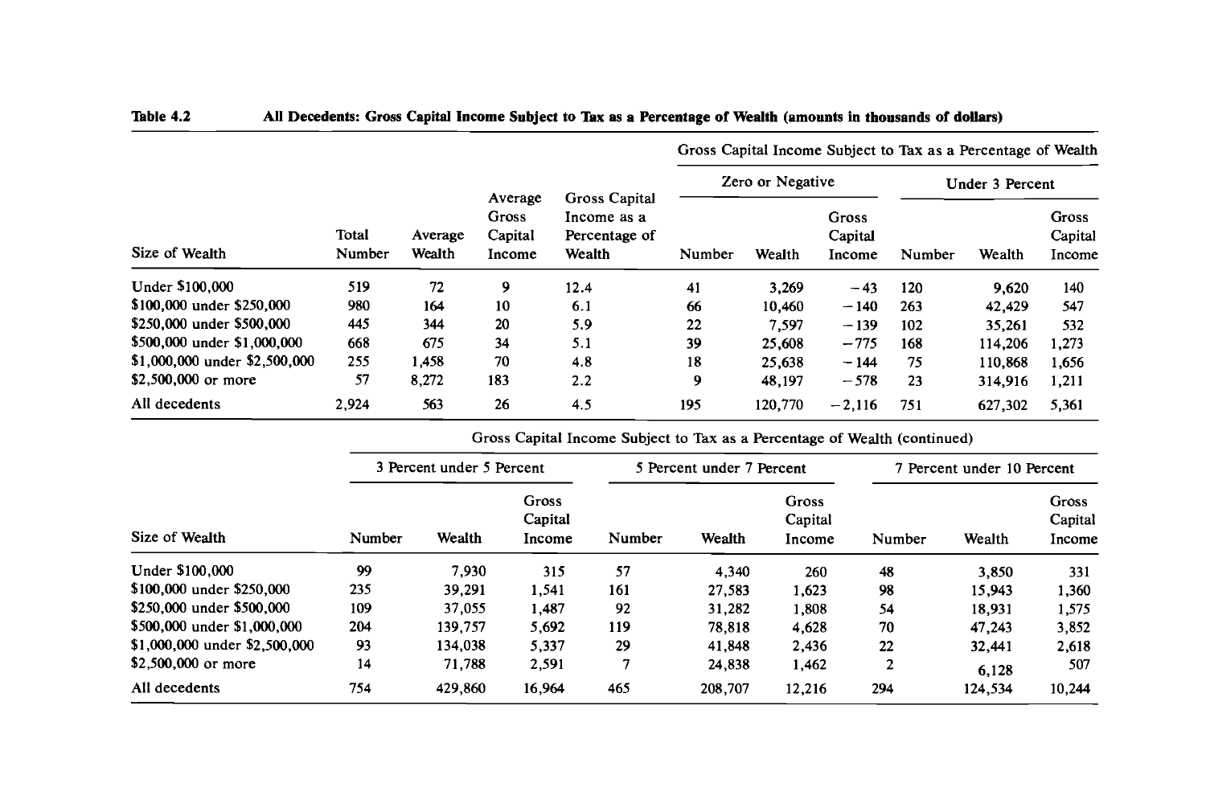**Table 4.2 All Decedents: Gross Capital Income Subject to Tax as a Percentage of Wealth (amounts in thousands of dollars)**

| Size of Wealth | Total Number | Average Wealth | Average Gross Capital Income | Gross Capital Income as a Percentage of Wealth | Zero or Negative: Number | Zero or Negative: Wealth | Zero or Negative: Gross Capital Income | Under 3 Percent: Number | Under 3 Percent: Wealth | Under 3 Percent: Gross Capital Income |
|---|---|---|---|---|---|---|---|---|---|---|
| Under $100,000 | 519 | 72 | 9 | 12.4 | 41 | 3,269 | −43 | 120 | 9,620 | 140 |
| $100,000 under $250,000 | 980 | 164 | 10 | 6.1 | 66 | 10,460 | −140 | 263 | 42,429 | 547 |
| $250,000 under $500,000 | 445 | 344 | 20 | 5.9 | 22 | 7,597 | −139 | 102 | 35,261 | 532 |
| $500,000 under $1,000,000 | 668 | 675 | 34 | 5.1 | 39 | 25,608 | −775 | 168 | 114,206 | 1,273 |
| $1,000,000 under $2,500,000 | 255 | 1,458 | 70 | 4.8 | 18 | 25,638 | −144 | 75 | 110,868 | 1,656 |
| $2,500,000 or more | 57 | 8,272 | 183 | 2.2 | 9 | 48,197 | −578 | 23 | 314,916 | 1,211 |
| All decedents | 2,924 | 563 | 26 | 4.5 | 195 | 120,770 | −2,116 | 751 | 627,302 | 5,361 |

Gross Capital Income Subject to Tax as a Percentage of Wealth (continued)

| Size of Wealth | 3 Percent under 5 Percent: Number | 3 Percent under 5 Percent: Wealth | 3 Percent under 5 Percent: Gross Capital Income | 5 Percent under 7 Percent: Number | 5 Percent under 7 Percent: Wealth | 5 Percent under 7 Percent: Gross Capital Income | 7 Percent under 10 Percent: Number | 7 Percent under 10 Percent: Wealth | 7 Percent under 10 Percent: Gross Capital Income |
|---|---|---|---|---|---|---|---|---|---|
| Under $100,000 | 99 | 7,930 | 315 | 57 | 4,340 | 260 | 48 | 3,850 | 331 |
| $100,000 under $250,000 | 235 | 39,291 | 1,541 | 161 | 27,583 | 1,623 | 98 | 15,943 | 1,360 |
| $250,000 under $500,000 | 109 | 37,055 | 1,487 | 92 | 31,282 | 1,808 | 54 | 18,931 | 1,575 |
| $500,000 under $1,000,000 | 204 | 139,757 | 5,692 | 119 | 78,818 | 4,628 | 70 | 47,243 | 3,852 |
| $1,000,000 under $2,500,000 | 93 | 134,038 | 5,337 | 29 | 41,848 | 2,436 | 22 | 32,441 | 2,618 |
| $2,500,000 or more | 14 | 71,788 | 2,591 | 7 | 24,838 | 1,462 | 2 | 6,128 | 507 |
| All decedents | 754 | 429,860 | 16,964 | 465 | 208,707 | 12,216 | 294 | 124,534 | 10,244 |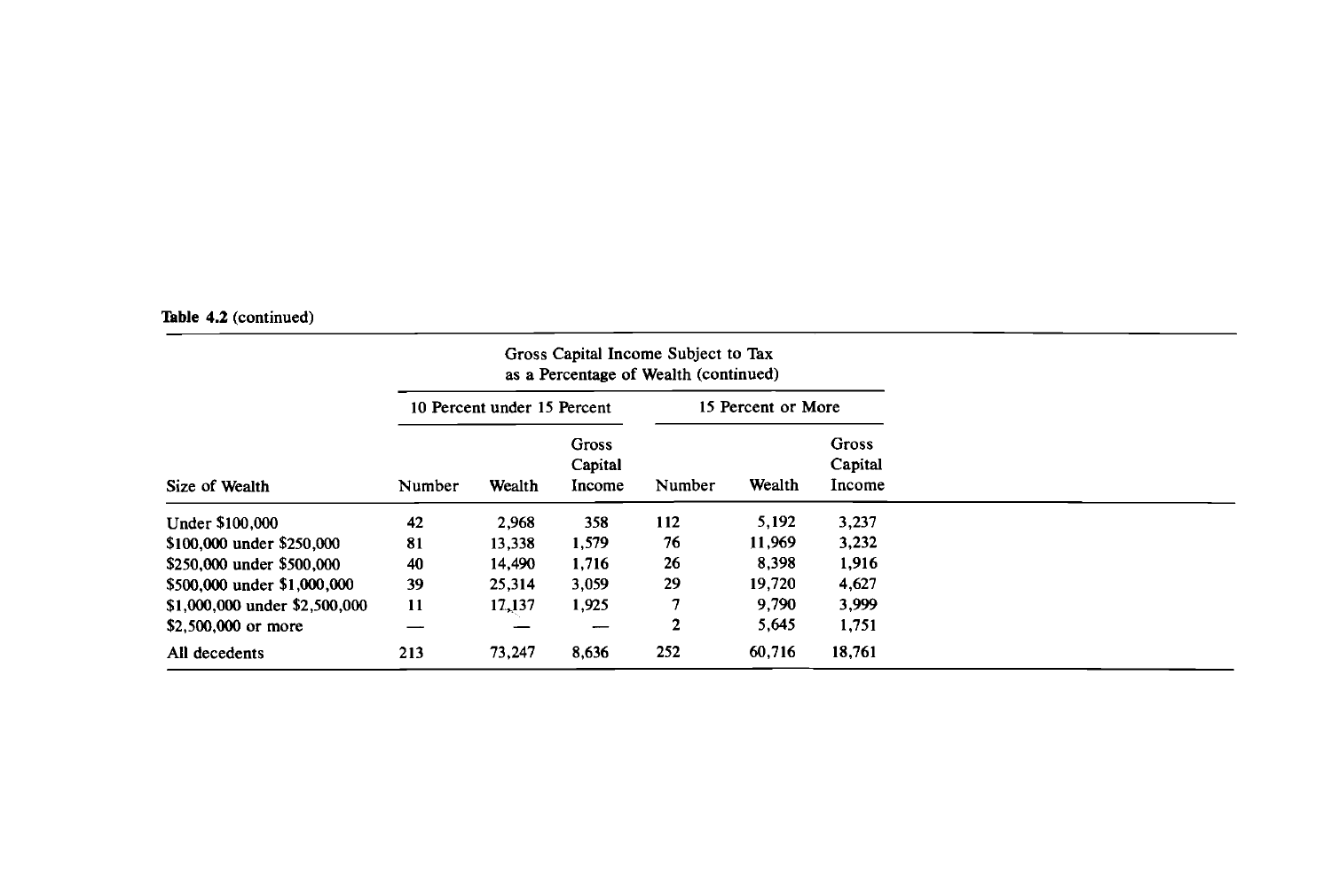**Table 4.2** (continued)

| Size of Wealth | Gross Capital Income Subject to Tax as a Percentage of Wealth (continued) | | | | | |
|---|---|---|---|---|---|---|
| | 10 Percent under 15 Percent | | | 15 Percent or More | | |
| | Number | Wealth | Gross Capital Income | Number | Wealth | Gross Capital Income |
| Under $100,000 | 42 | 2,968 | 358 | 112 | 5,192 | 3,237 |
| $100,000 under $250,000 | 81 | 13,338 | 1,579 | 76 | 11,969 | 3,232 |
| $250,000 under $500,000 | 40 | 14,490 | 1,716 | 26 | 8,398 | 1,916 |
| $500,000 under $1,000,000 | 39 | 25,314 | 3,059 | 29 | 19,720 | 4,627 |
| $1,000,000 under $2,500,000 | 11 | 17,137 | 1,925 | 7 | 9,790 | 3,999 |
| $2,500,000 or more | — | — | — | 2 | 5,645 | 1,751 |
| All decedents | 213 | 73,247 | 8,636 | 252 | 60,716 | 18,761 |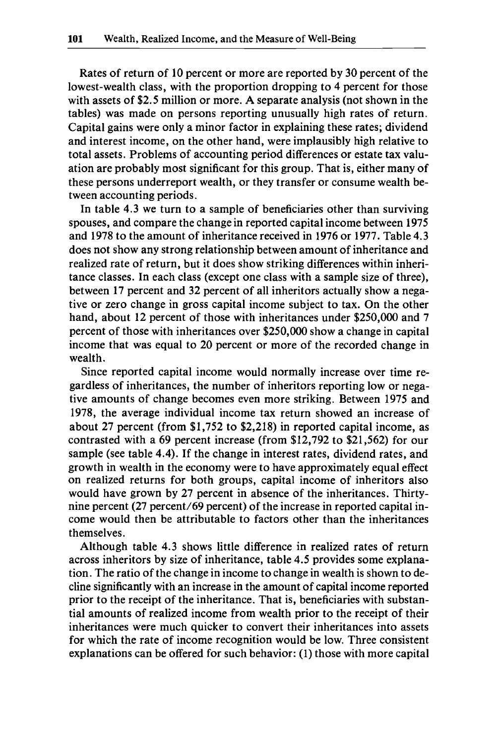Rates of return of 10 percent or more are reported by 30 percent of the lowest-wealth class, with the proportion dropping to 4 percent for those with assets of $2.5 million or more. A separate analysis (not shown in the tables) was made on persons reporting unusually high rates of return. Capital gains were only a minor factor in explaining these rates; dividend and interest income, on the other hand, were implausibly high relative to total assets. Problems of accounting period differences or estate tax valuation are probably most significant for this group. That is, either many of these persons underreport wealth, or they transfer or consume wealth between accounting periods.

In table 4.3 we turn to a sample of beneficiaries other than surviving spouses, and compare the change in reported capital income between 1975 and 1978 to the amount of inheritance received in 1976 or 1977. Table 4.3 does not show any strong relationship between amount of inheritance and realized rate of return, but it does show striking differences within inheritance classes. In each class (except one class with a sample size of three), between 17 percent and 32 percent of all inheritors actually show a negative or zero change in gross capital income subject to tax. On the other hand, about 12 percent of those with inheritances under $250,000 and 7 percent of those with inheritances over $250,000 show a change in capital income that was equal to 20 percent or more of the recorded change in wealth.

Since reported capital income would normally increase over time regardless of inheritances, the number of inheritors reporting low or negative amounts of change becomes even more striking. Between 1975 and 1978, the average individual income tax return showed an increase of about 27 percent (from $1,752 to $2,218) in reported capital income, as contrasted with a 69 percent increase (from $12,792 to $21,562) for our sample (see table 4.4). If the change in interest rates, dividend rates, and growth in wealth in the economy were to have approximately equal effect on realized returns for both groups, capital income of inheritors also would have grown by 27 percent in absence of the inheritances. Thirty-nine percent (27 percent/69 percent) of the increase in reported capital income would then be attributable to factors other than the inheritances themselves.

Although table 4.3 shows little difference in realized rates of return across inheritors by size of inheritance, table 4.5 provides some explanation. The ratio of the change in income to change in wealth is shown to decline significantly with an increase in the amount of capital income reported prior to the receipt of the inheritance. That is, beneficiaries with substantial amounts of realized income from wealth prior to the receipt of their inheritances were much quicker to convert their inheritances into assets for which the rate of income recognition would be low. Three consistent explanations can be offered for such behavior: (1) those with more capital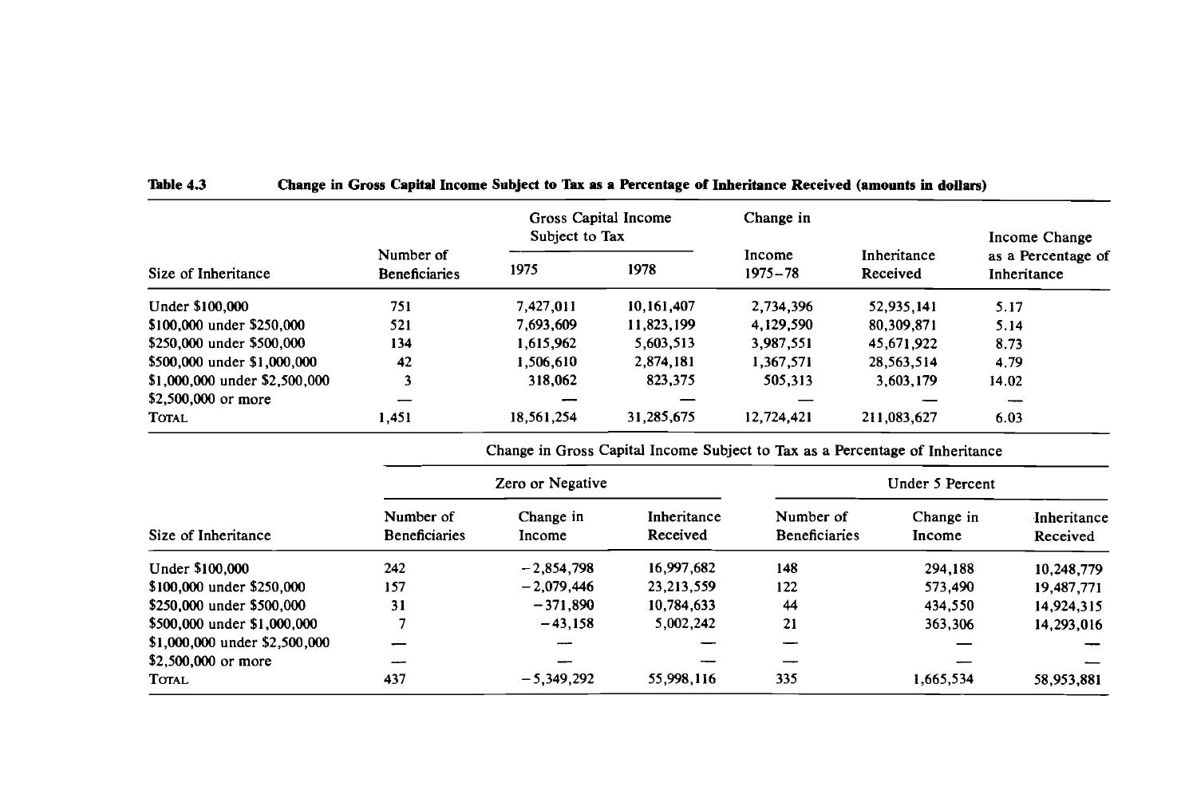**Table 4.3 Change in Gross Capital Income Subject to Tax as a Percentage of Inheritance Received (amounts in dollars)**

| Size of Inheritance | Number of Beneficiaries | Gross Capital Income Subject to Tax 1975 | Gross Capital Income Subject to Tax 1978 | Change in Income 1975–78 | Inheritance Received | Income Change as a Percentage of Inheritance |
|---|---|---|---|---|---|---|
| Under $100,000 | 751 | 7,427,011 | 10,161,407 | 2,734,396 | 52,935,141 | 5.17 |
| $100,000 under $250,000 | 521 | 7,693,609 | 11,823,199 | 4,129,590 | 80,309,871 | 5.14 |
| $250,000 under $500,000 | 134 | 1,615,962 | 5,603,513 | 3,987,551 | 45,671,922 | 8.73 |
| $500,000 under $1,000,000 | 42 | 1,506,610 | 2,874,181 | 1,367,571 | 28,563,514 | 4.79 |
| $1,000,000 under $2,500,000 | 3 | 318,062 | 823,375 | 505,313 | 3,603,179 | 14.02 |
| $2,500,000 or more | — | — | — | — | — | — |
| Total | 1,451 | 18,561,254 | 31,285,675 | 12,724,421 | 211,083,627 | 6.03 |

Change in Gross Capital Income Subject to Tax as a Percentage of Inheritance

| Size of Inheritance | Zero or Negative | | | Under 5 Percent | | |
|---|---|---|---|---|---|---|
| | Number of Beneficiaries | Change in Income | Inheritance Received | Number of Beneficiaries | Change in Income | Inheritance Received |
| Under $100,000 | 242 | −2,854,798 | 16,997,682 | 148 | 294,188 | 10,248,779 |
| $100,000 under $250,000 | 157 | −2,079,446 | 23,213,559 | 122 | 573,490 | 19,487,771 |
| $250,000 under $500,000 | 31 | −371,890 | 10,784,633 | 44 | 434,550 | 14,924,315 |
| $500,000 under $1,000,000 | 7 | −43,158 | 5,002,242 | 21 | 363,306 | 14,293,016 |
| $1,000,000 under $2,500,000 | — | — | — | — | — | — |
| $2,500,000 or more | — | — | — | — | — | — |
| Total | 437 | −5,349,292 | 55,998,116 | 335 | 1,665,534 | 58,953,881 |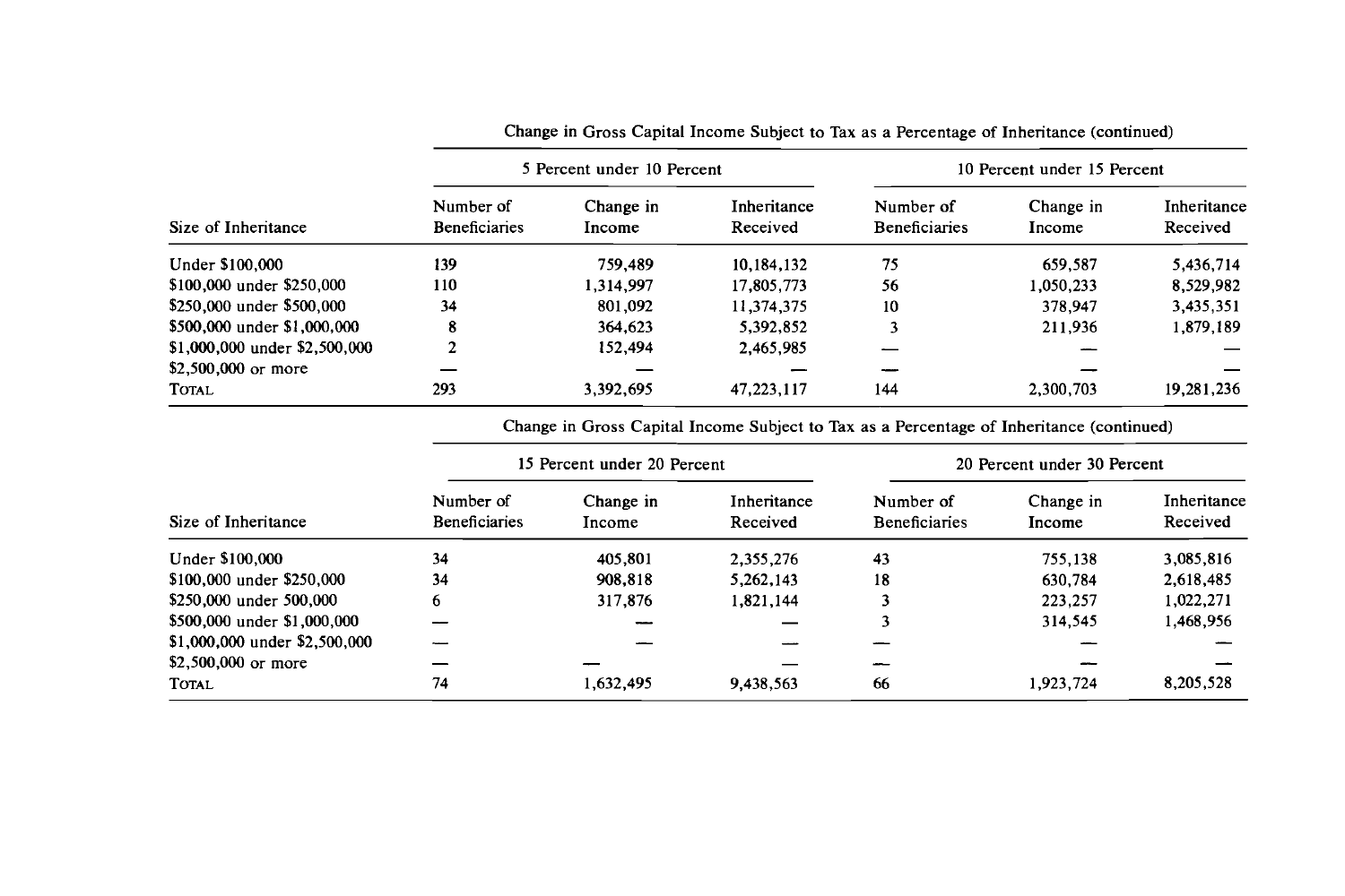| | Change in Gross Capital Income Subject to Tax as a Percentage of Inheritance (continued) | | | | | |
|---|---|---|---|---|---|---|
| | 5 Percent under 10 Percent | | | 10 Percent under 15 Percent | | |
| Size of Inheritance | Number of Beneficiaries | Change in Income | Inheritance Received | Number of Beneficiaries | Change in Income | Inheritance Received |
| Under $100,000 | 139 | 759,489 | 10,184,132 | 75 | 659,587 | 5,436,714 |
| $100,000 under $250,000 | 110 | 1,314,997 | 17,805,773 | 56 | 1,050,233 | 8,529,982 |
| $250,000 under $500,000 | 34 | 801,092 | 11,374,375 | 10 | 378,947 | 3,435,351 |
| $500,000 under $1,000,000 | 8 | 364,623 | 5,392,852 | 3 | 211,936 | 1,879,189 |
| $1,000,000 under $2,500,000 | 2 | 152,494 | 2,465,985 | — | — | — |
| $2,500,000 or more | — | — | — | — | — | — |
| TOTAL | 293 | 3,392,695 | 47,223,117 | 144 | 2,300,703 | 19,281,236 |

| | Change in Gross Capital Income Subject to Tax as a Percentage of Inheritance (continued) | | | | | |
|---|---|---|---|---|---|---|
| | 15 Percent under 20 Percent | | | 20 Percent under 30 Percent | | |
| Size of Inheritance | Number of Beneficiaries | Change in Income | Inheritance Received | Number of Beneficiaries | Change in Income | Inheritance Received |
| Under $100,000 | 34 | 405,801 | 2,355,276 | 43 | 755,138 | 3,085,816 |
| $100,000 under $250,000 | 34 | 908,818 | 5,262,143 | 18 | 630,784 | 2,618,485 |
| $250,000 under 500,000 | 6 | 317,876 | 1,821,144 | 3 | 223,257 | 1,022,271 |
| $500,000 under $1,000,000 | — | — | — | 3 | 314,545 | 1,468,956 |
| $1,000,000 under $2,500,000 | — | — | — | — | — | — |
| $2,500,000 or more | — | — | — | — | — | — |
| TOTAL | 74 | 1,632,495 | 9,438,563 | 66 | 1,923,724 | 8,205,528 |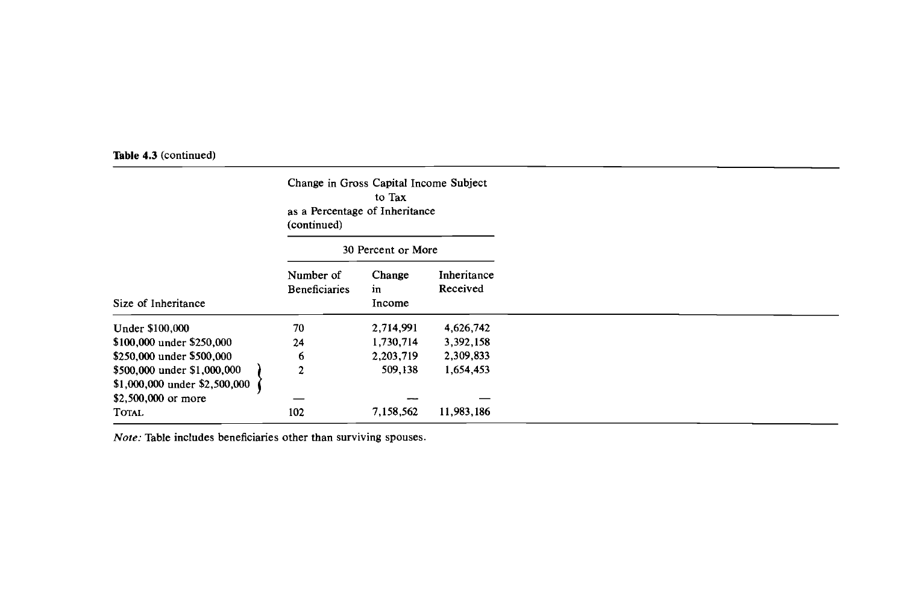**Table 4.3** (continued)

| Size of Inheritance | Change in Gross Capital Income Subject to Tax as a Percentage of Inheritance (continued) | | |
|---|---|---|---|
| | 30 Percent or More | | |
| | Number of Beneficiaries | Change in Income | Inheritance Received |
| Under $100,000 | 70 | 2,714,991 | 4,626,742 |
| $100,000 under $250,000 | 24 | 1,730,714 | 3,392,158 |
| $250,000 under $500,000 | 6 | 2,203,719 | 2,309,833 |
| $500,000 under $1,000,000 } $1,000,000 under $2,500,000 } | 2 | 509,138 | 1,654,453 |
| $2,500,000 or more | — | — | — |
| TOTAL | 102 | 7,158,562 | 11,983,186 |

*Note:* Table includes beneficiaries other than surviving spouses.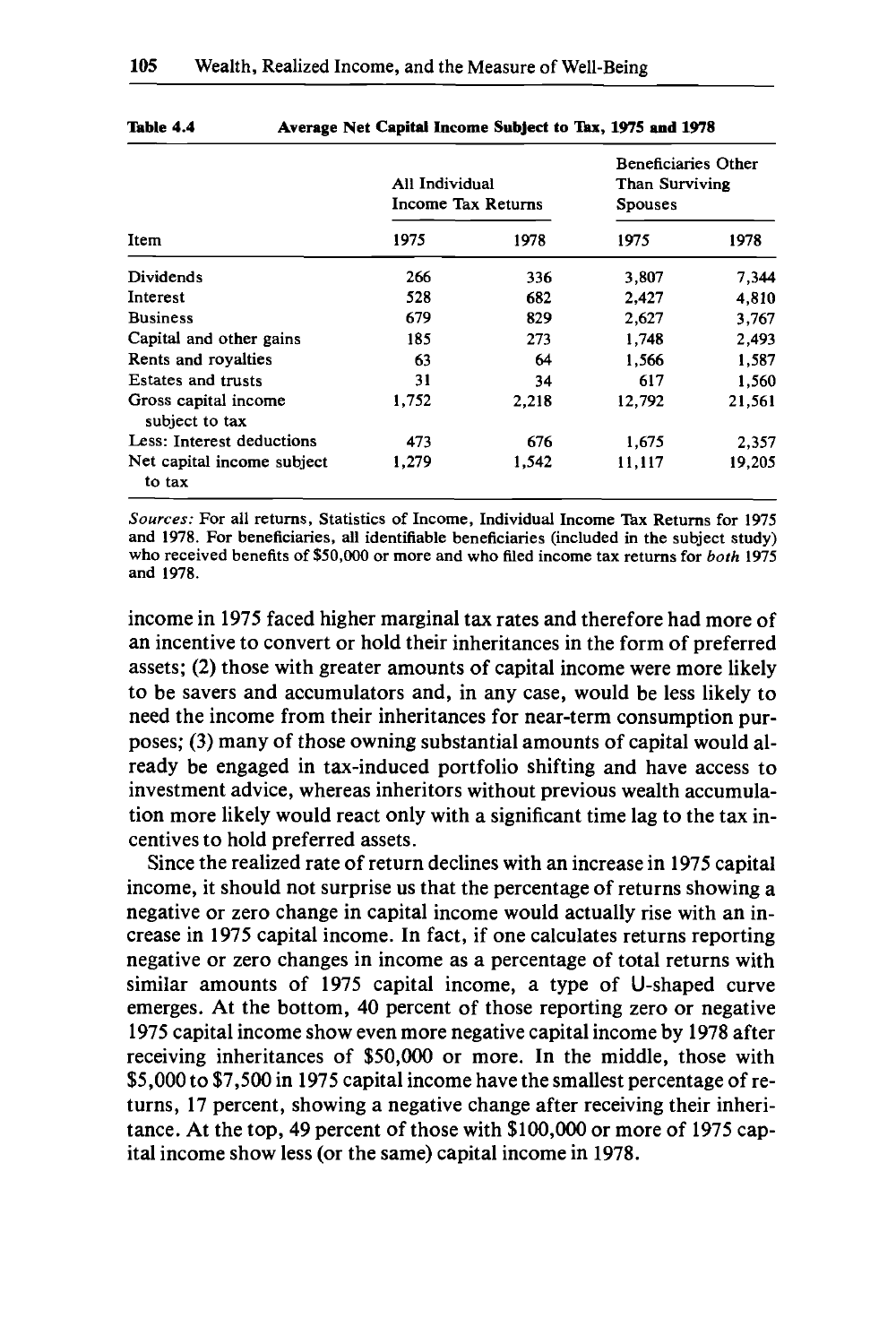**Table 4.4 Average Net Capital Income Subject to Tax, 1975 and 1978**

| Item | All Individual Income Tax Returns | | Beneficiaries Other Than Surviving Spouses | |
|---|---|---|---|---|
| | 1975 | 1978 | 1975 | 1978 |
| Dividends | 266 | 336 | 3,807 | 7,344 |
| Interest | 528 | 682 | 2,427 | 4,810 |
| Business | 679 | 829 | 2,627 | 3,767 |
| Capital and other gains | 185 | 273 | 1,748 | 2,493 |
| Rents and royalties | 63 | 64 | 1,566 | 1,587 |
| Estates and trusts | 31 | 34 | 617 | 1,560 |
| Gross capital income subject to tax | 1,752 | 2,218 | 12,792 | 21,561 |
| Less: Interest deductions | 473 | 676 | 1,675 | 2,357 |
| Net capital income subject to tax | 1,279 | 1,542 | 11,117 | 19,205 |

*Sources:* For all returns, Statistics of Income, Individual Income Tax Returns for 1975 and 1978. For beneficiaries, all identifiable beneficiaries (included in the subject study) who received benefits of $50,000 or more and who filed income tax returns for *both* 1975 and 1978.

income in 1975 faced higher marginal tax rates and therefore had more of an incentive to convert or hold their inheritances in the form of preferred assets; (2) those with greater amounts of capital income were more likely to be savers and accumulators and, in any case, would be less likely to need the income from their inheritances for near-term consumption purposes; (3) many of those owning substantial amounts of capital would already be engaged in tax-induced portfolio shifting and have access to investment advice, whereas inheritors without previous wealth accumulation more likely would react only with a significant time lag to the tax incentives to hold preferred assets.

Since the realized rate of return declines with an increase in 1975 capital income, it should not surprise us that the percentage of returns showing a negative or zero change in capital income would actually rise with an increase in 1975 capital income. In fact, if one calculates returns reporting negative or zero changes in income as a percentage of total returns with similar amounts of 1975 capital income, a type of U-shaped curve emerges. At the bottom, 40 percent of those reporting zero or negative 1975 capital income show even more negative capital income by 1978 after receiving inheritances of $50,000 or more. In the middle, those with $5,000 to $7,500 in 1975 capital income have the smallest percentage of returns, 17 percent, showing a negative change after receiving their inheritance. At the top, 49 percent of those with $100,000 or more of 1975 capital income show less (or the same) capital income in 1978.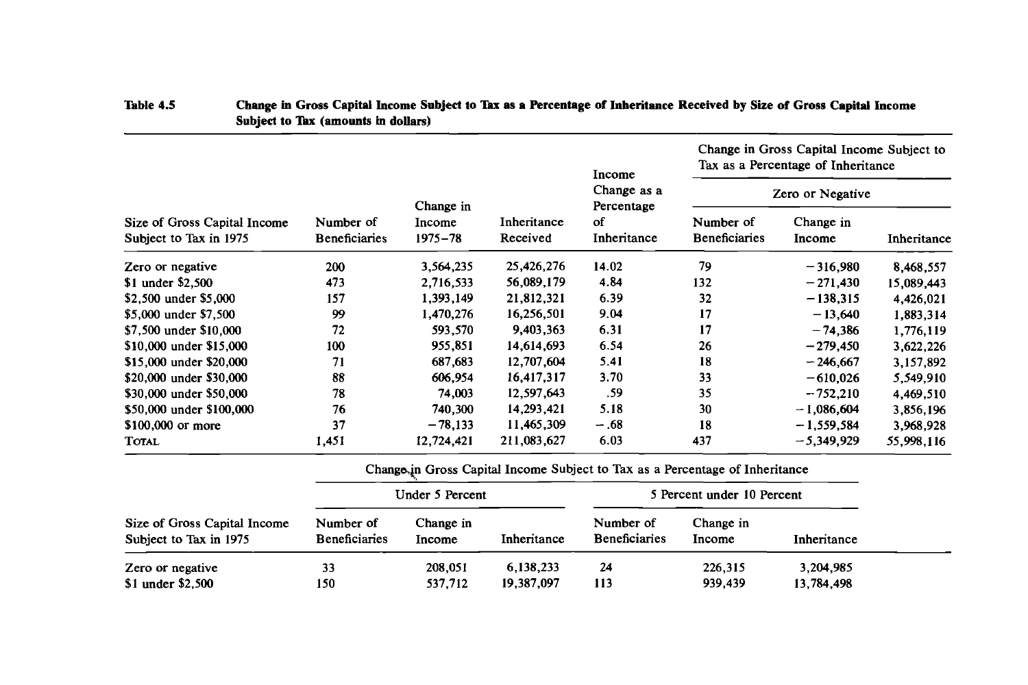**Table 4.5** **Change in Gross Capital Income Subject to Tax as a Percentage of Inheritance Received by Size of Gross Capital Income Subject to Tax (amounts in dollars)**

| | | | | | Change in Gross Capital Income Subject to Tax as a Percentage of Inheritance | | |
|---|---|---|---|---|---|---|---|
| | | | | | Zero or Negative | | |
| Size of Gross Capital Income Subject to Tax in 1975 | Number of Beneficiaries | Change in Income 1975–78 | Inheritance Received | Income Change as a Percentage of Inheritance | Number of Beneficiaries | Change in Income | Inheritance |
| Zero or negative | 200 | 3,564,235 | 25,426,276 | 14.02 | 79 | −316,980 | 8,468,557 |
| $1 under $2,500 | 473 | 2,716,533 | 56,089,179 | 4.84 | 132 | −271,430 | 15,089,443 |
| $2,500 under $5,000 | 157 | 1,393,149 | 21,812,321 | 6.39 | 32 | −138,315 | 4,426,021 |
| $5,000 under $7,500 | 99 | 1,470,276 | 16,256,501 | 9.04 | 17 | −13,640 | 1,883,314 |
| $7,500 under $10,000 | 72 | 593,570 | 9,403,363 | 6.31 | 17 | −74,386 | 1,776,119 |
| $10,000 under $15,000 | 100 | 955,851 | 14,614,693 | 6.54 | 26 | −279,450 | 3,622,226 |
| $15,000 under $20,000 | 71 | 687,683 | 12,707,604 | 5.41 | 18 | −246,667 | 3,157,892 |
| $20,000 under $30,000 | 88 | 606,954 | 16,417,317 | 3.70 | 33 | −610,026 | 5,549,910 |
| $30,000 under $50,000 | 78 | 74,003 | 12,597,643 | .59 | 35 | −752,210 | 4,469,510 |
| $50,000 under $100,000 | 76 | 740,300 | 14,293,421 | 5.18 | 30 | −1,086,604 | 3,856,196 |
| $100,000 or more | 37 | −78,133 | 11,465,309 | −.68 | 18 | −1,559,584 | 3,968,928 |
| TOTAL | 1,451 | 12,724,421 | 211,083,627 | 6.03 | 437 | −5,349,929 | 55,998,116 |

| | Change in Gross Capital Income Subject to Tax as a Percentage of Inheritance | | | | | |
|---|---|---|---|---|---|---|
| | Under 5 Percent | | | 5 Percent under 10 Percent | | |
| Size of Gross Capital Income Subject to Tax in 1975 | Number of Beneficiaries | Change in Income | Inheritance | Number of Beneficiaries | Change in Income | Inheritance |
| Zero or negative | 33 | 208,051 | 6,138,233 | 24 | 226,315 | 3,204,985 |
| $1 under $2,500 | 150 | 537,712 | 19,387,097 | 113 | 939,439 | 13,784,498 |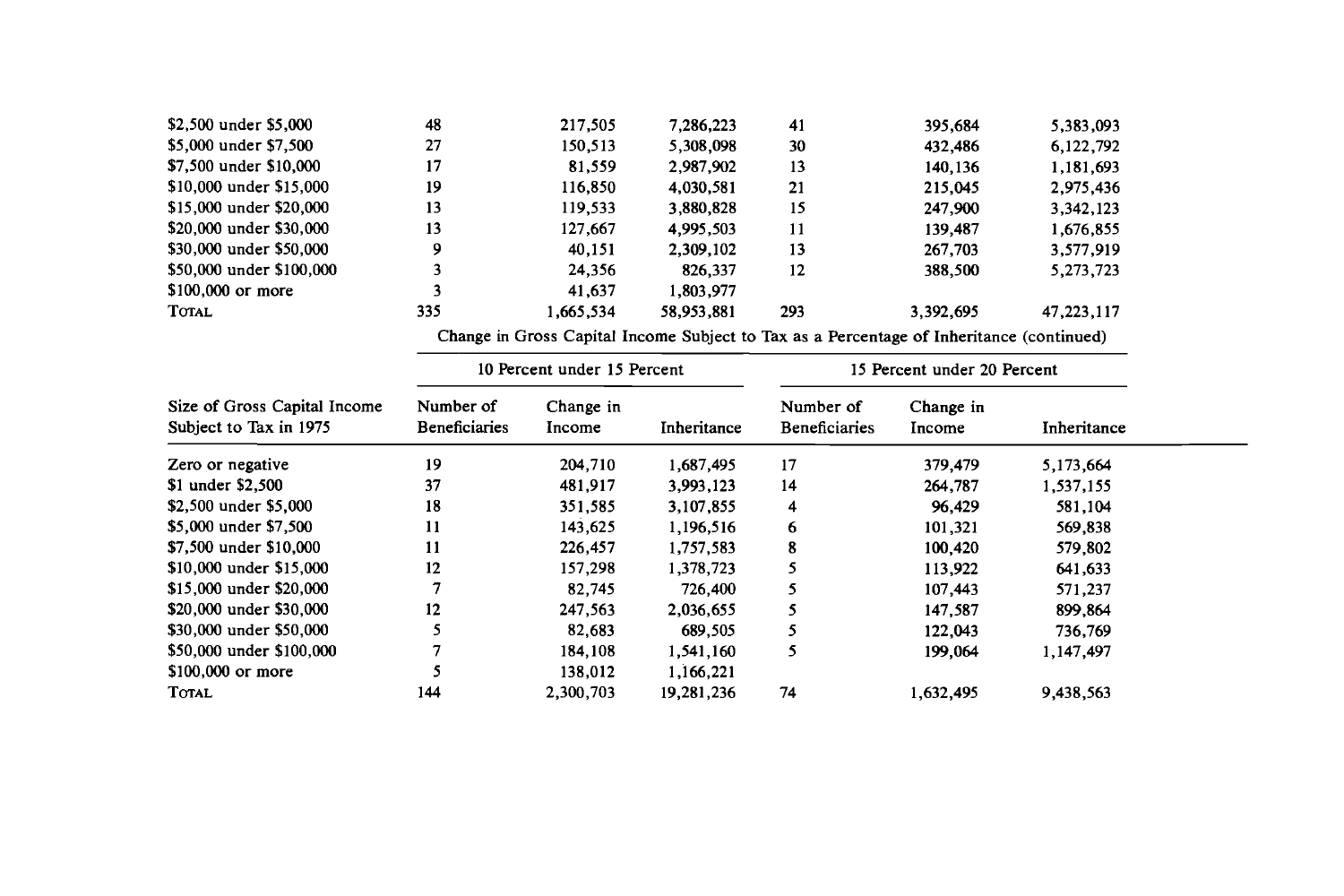| | | | | | | |
|---|---|---|---|---|---|---|
| $2,500 under $5,000 | 48 | 217,505 | 7,286,223 | 41 | 395,684 | 5,383,093 |
| $5,000 under $7,500 | 27 | 150,513 | 5,308,098 | 30 | 432,486 | 6,122,792 |
| $7,500 under $10,000 | 17 | 81,559 | 2,987,902 | 13 | 140,136 | 1,181,693 |
| $10,000 under $15,000 | 19 | 116,850 | 4,030,581 | 21 | 215,045 | 2,975,436 |
| $15,000 under $20,000 | 13 | 119,533 | 3,880,828 | 15 | 247,900 | 3,342,123 |
| $20,000 under $30,000 | 13 | 127,667 | 4,995,503 | 11 | 139,487 | 1,676,855 |
| $30,000 under $50,000 | 9 | 40,151 | 2,309,102 | 13 | 267,703 | 3,577,919 |
| $50,000 under $100,000 | 3 | 24,356 | 826,337 | 12 | 388,500 | 5,273,723 |
| $100,000 or more | 3 | 41,637 | 1,803,977 | | | |
| TOTAL | 335 | 1,665,534 | 58,953,881 | 293 | 3,392,695 | 47,223,117 |

Change in Gross Capital Income Subject to Tax as a Percentage of Inheritance (continued)

| | 10 Percent under 15 Percent | | | 15 Percent under 20 Percent | | |
|---|---|---|---|---|---|---|
| Size of Gross Capital Income Subject to Tax in 1975 | Number of Beneficiaries | Change in Income | Inheritance | Number of Beneficiaries | Change in Income | Inheritance |
| Zero or negative | 19 | 204,710 | 1,687,495 | 17 | 379,479 | 5,173,664 |
| $1 under $2,500 | 37 | 481,917 | 3,993,123 | 14 | 264,787 | 1,537,155 |
| $2,500 under $5,000 | 18 | 351,585 | 3,107,855 | 4 | 96,429 | 581,104 |
| $5,000 under $7,500 | 11 | 143,625 | 1,196,516 | 6 | 101,321 | 569,838 |
| $7,500 under $10,000 | 11 | 226,457 | 1,757,583 | 8 | 100,420 | 579,802 |
| $10,000 under $15,000 | 12 | 157,298 | 1,378,723 | 5 | 113,922 | 641,633 |
| $15,000 under $20,000 | 7 | 82,745 | 726,400 | 5 | 107,443 | 571,237 |
| $20,000 under $30,000 | 12 | 247,563 | 2,036,655 | 5 | 147,587 | 899,864 |
| $30,000 under $50,000 | 5 | 82,683 | 689,505 | 5 | 122,043 | 736,769 |
| $50,000 under $100,000 | 7 | 184,108 | 1,541,160 | 5 | 199,064 | 1,147,497 |
| $100,000 or more | 5 | 138,012 | 1,166,221 | | | |
| TOTAL | 144 | 2,300,703 | 19,281,236 | 74 | 1,632,495 | 9,438,563 |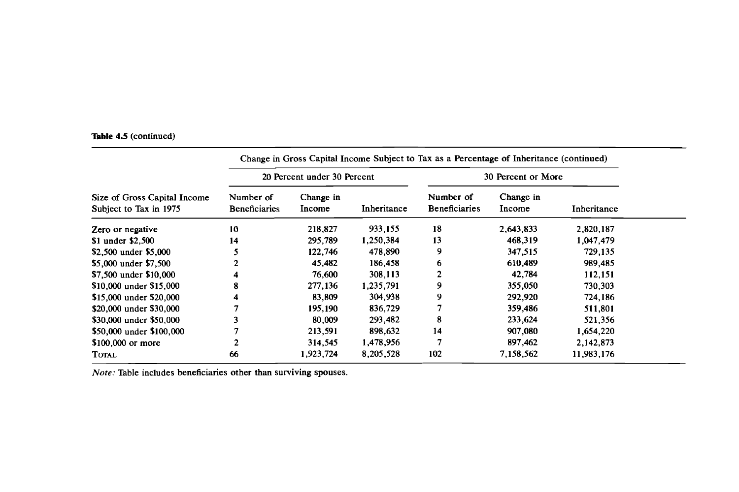**Table 4.5** (continued)

| Size of Gross Capital Income Subject to Tax in 1975 | Change in Gross Capital Income Subject to Tax as a Percentage of Inheritance (continued) | | | | | |
|---|---|---|---|---|---|---|
| | 20 Percent under 30 Percent | | | 30 Percent or More | | |
| | Number of Beneficiaries | Change in Income | Inheritance | Number of Beneficiaries | Change in Income | Inheritance |
| Zero or negative | 10 | 218,827 | 933,155 | 18 | 2,643,833 | 2,820,187 |
| $1 under $2,500 | 14 | 295,789 | 1,250,384 | 13 | 468,319 | 1,047,479 |
| $2,500 under $5,000 | 5 | 122,746 | 478,890 | 9 | 347,515 | 729,135 |
| $5,000 under $7,500 | 2 | 45,482 | 186,458 | 6 | 610,489 | 989,485 |
| $7,500 under $10,000 | 4 | 76,600 | 308,113 | 2 | 42,784 | 112,151 |
| $10,000 under $15,000 | 8 | 277,136 | 1,235,791 | 9 | 355,050 | 730,303 |
| $15,000 under $20,000 | 4 | 83,809 | 304,938 | 9 | 292,920 | 724,186 |
| $20,000 under $30,000 | 7 | 195,190 | 836,729 | 7 | 359,486 | 511,801 |
| $30,000 under $50,000 | 3 | 80,009 | 293,482 | 8 | 233,624 | 521,356 |
| $50,000 under $100,000 | 7 | 213,591 | 898,632 | 14 | 907,080 | 1,654,220 |
| $100,000 or more | 2 | 314,545 | 1,478,956 | 7 | 897,462 | 2,142,873 |
| TOTAL | 66 | 1,923,724 | 8,205,528 | 102 | 7,158,562 | 11,983,176 |

*Note:* Table includes beneficiaries other than surviving spouses.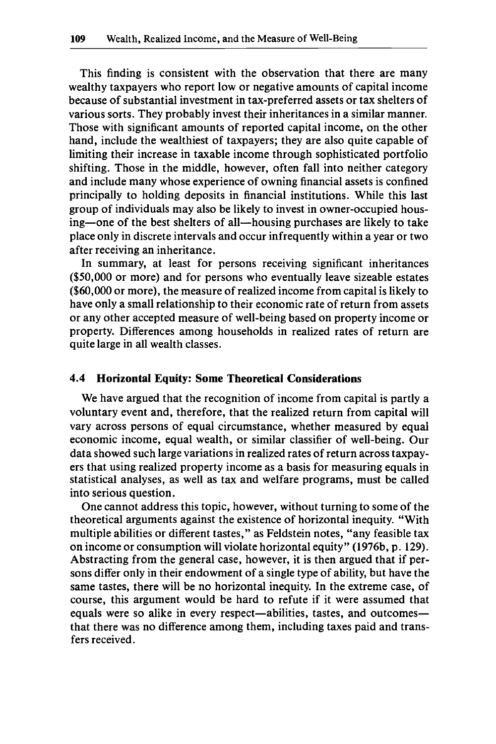This finding is consistent with the observation that there are many wealthy taxpayers who report low or negative amounts of capital income because of substantial investment in tax-preferred assets or tax shelters of various sorts. They probably invest their inheritances in a similar manner. Those with significant amounts of reported capital income, on the other hand, include the wealthiest of taxpayers; they are also quite capable of limiting their increase in taxable income through sophisticated portfolio shifting. Those in the middle, however, often fall into neither category and include many whose experience of owning financial assets is confined principally to holding deposits in financial institutions. While this last group of individuals may also be likely to invest in owner-occupied housing—one of the best shelters of all—housing purchases are likely to take place only in discrete intervals and occur infrequently within a year or two after receiving an inheritance.

In summary, at least for persons receiving significant inheritances ($50,000 or more) and for persons who eventually leave sizeable estates ($60,000 or more), the measure of realized income from capital is likely to have only a small relationship to their economic rate of return from assets or any other accepted measure of well-being based on property income or property. Differences among households in realized rates of return are quite large in all wealth classes.

### 4.4 Horizontal Equity: Some Theoretical Considerations

We have argued that the recognition of income from capital is partly a voluntary event and, therefore, that the realized return from capital will vary across persons of equal circumstance, whether measured by equal economic income, equal wealth, or similar classifier of well-being. Our data showed such large variations in realized rates of return across taxpayers that using realized property income as a basis for measuring equals in statistical analyses, as well as tax and welfare programs, must be called into serious question.

One cannot address this topic, however, without turning to some of the theoretical arguments against the existence of horizontal inequity. "With multiple abilities or different tastes," as Feldstein notes, "any feasible tax on income or consumption will violate horizontal equity" (1976b, p. 129). Abstracting from the general case, however, it is then argued that if persons differ only in their endowment of a single type of ability, but have the same tastes, there will be no horizontal inequity. In the extreme case, of course, this argument would be hard to refute if it were assumed that equals were so alike in every respect—abilities, tastes, and outcomes—that there was no difference among them, including taxes paid and transfers received.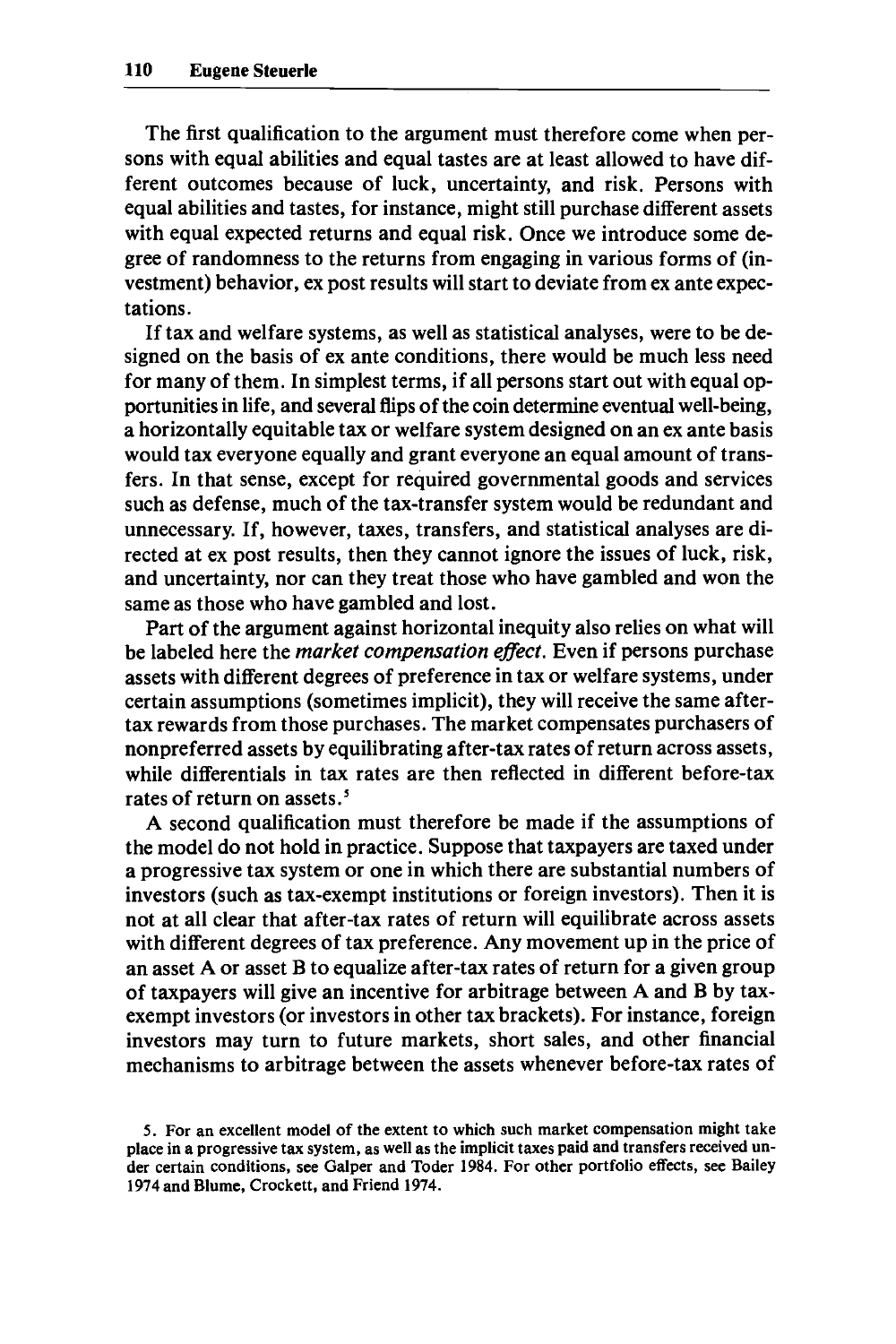The first qualification to the argument must therefore come when persons with equal abilities and equal tastes are at least allowed to have different outcomes because of luck, uncertainty, and risk. Persons with equal abilities and tastes, for instance, might still purchase different assets with equal expected returns and equal risk. Once we introduce some degree of randomness to the returns from engaging in various forms of (investment) behavior, ex post results will start to deviate from ex ante expectations.

If tax and welfare systems, as well as statistical analyses, were to be designed on the basis of ex ante conditions, there would be much less need for many of them. In simplest terms, if all persons start out with equal opportunities in life, and several flips of the coin determine eventual well-being, a horizontally equitable tax or welfare system designed on an ex ante basis would tax everyone equally and grant everyone an equal amount of transfers. In that sense, except for required governmental goods and services such as defense, much of the tax-transfer system would be redundant and unnecessary. If, however, taxes, transfers, and statistical analyses are directed at ex post results, then they cannot ignore the issues of luck, risk, and uncertainty, nor can they treat those who have gambled and won the same as those who have gambled and lost.

Part of the argument against horizontal inequity also relies on what will be labeled here the *market compensation effect*. Even if persons purchase assets with different degrees of preference in tax or welfare systems, under certain assumptions (sometimes implicit), they will receive the same after-tax rewards from those purchases. The market compensates purchasers of nonpreferred assets by equilibrating after-tax rates of return across assets, while differentials in tax rates are then reflected in different before-tax rates of return on assets.[5]

A second qualification must therefore be made if the assumptions of the model do not hold in practice. Suppose that taxpayers are taxed under a progressive tax system or one in which there are substantial numbers of investors (such as tax-exempt institutions or foreign investors). Then it is not at all clear that after-tax rates of return will equilibrate across assets with different degrees of tax preference. Any movement up in the price of an asset A or asset B to equalize after-tax rates of return for a given group of taxpayers will give an incentive for arbitrage between A and B by tax-exempt investors (or investors in other tax brackets). For instance, foreign investors may turn to future markets, short sales, and other financial mechanisms to arbitrage between the assets whenever before-tax rates of

5. For an excellent model of the extent to which such market compensation might take place in a progressive tax system, as well as the implicit taxes paid and transfers received under certain conditions, see Galper and Toder 1984. For other portfolio effects, see Bailey 1974 and Blume, Crockett, and Friend 1974.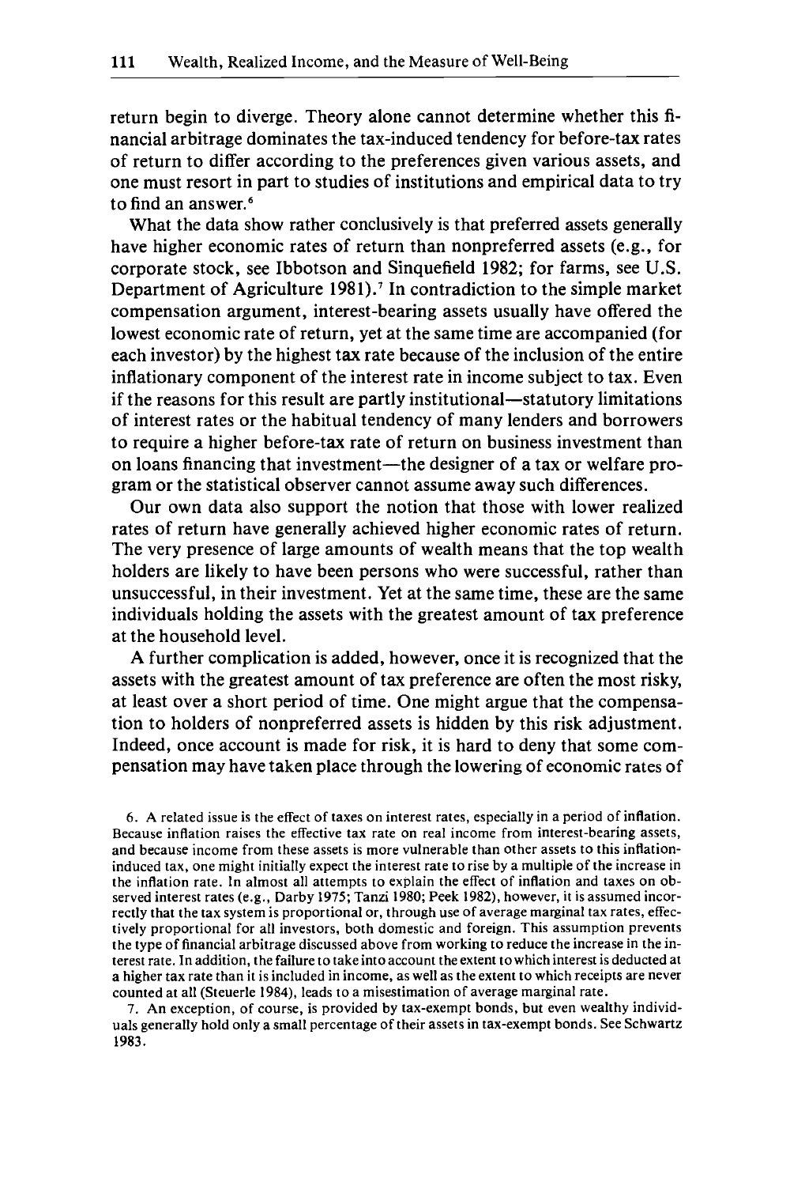return begin to diverge. Theory alone cannot determine whether this financial arbitrage dominates the tax-induced tendency for before-tax rates of return to differ according to the preferences given various assets, and one must resort in part to studies of institutions and empirical data to try to find an answer.[6]

What the data show rather conclusively is that preferred assets generally have higher economic rates of return than nonpreferred assets (e.g., for corporate stock, see Ibbotson and Sinquefield 1982; for farms, see U.S. Department of Agriculture 1981).[7] In contradiction to the simple market compensation argument, interest-bearing assets usually have offered the lowest economic rate of return, yet at the same time are accompanied (for each investor) by the highest tax rate because of the inclusion of the entire inflationary component of the interest rate in income subject to tax. Even if the reasons for this result are partly institutional—statutory limitations of interest rates or the habitual tendency of many lenders and borrowers to require a higher before-tax rate of return on business investment than on loans financing that investment—the designer of a tax or welfare program or the statistical observer cannot assume away such differences.

Our own data also support the notion that those with lower realized rates of return have generally achieved higher economic rates of return. The very presence of large amounts of wealth means that the top wealth holders are likely to have been persons who were successful, rather than unsuccessful, in their investment. Yet at the same time, these are the same individuals holding the assets with the greatest amount of tax preference at the household level.

A further complication is added, however, once it is recognized that the assets with the greatest amount of tax preference are often the most risky, at least over a short period of time. One might argue that the compensation to holders of nonpreferred assets is hidden by this risk adjustment. Indeed, once account is made for risk, it is hard to deny that some compensation may have taken place through the lowering of economic rates of

6. A related issue is the effect of taxes on interest rates, especially in a period of inflation. Because inflation raises the effective tax rate on real income from interest-bearing assets, and because income from these assets is more vulnerable than other assets to this inflation-induced tax, one might initially expect the interest rate to rise by a multiple of the increase in the inflation rate. In almost all attempts to explain the effect of inflation and taxes on observed interest rates (e.g., Darby 1975; Tanzi 1980; Peek 1982), however, it is assumed incorrectly that the tax system is proportional or, through use of average marginal tax rates, effectively proportional for all investors, both domestic and foreign. This assumption prevents the type of financial arbitrage discussed above from working to reduce the increase in the interest rate. In addition, the failure to take into account the extent to which interest is deducted at a higher tax rate than it is included in income, as well as the extent to which receipts are never counted at all (Steuerle 1984), leads to a misestimation of average marginal rate.

7. An exception, of course, is provided by tax-exempt bonds, but even wealthy individuals generally hold only a small percentage of their assets in tax-exempt bonds. See Schwartz 1983.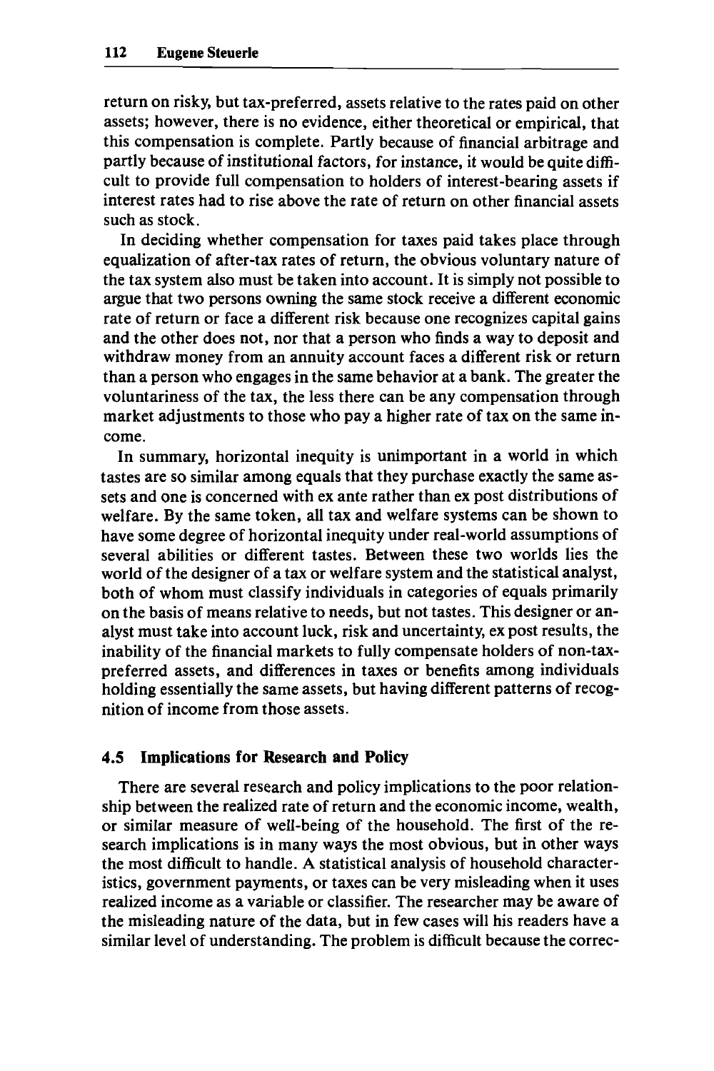return on risky, but tax-preferred, assets relative to the rates paid on other assets; however, there is no evidence, either theoretical or empirical, that this compensation is complete. Partly because of financial arbitrage and partly because of institutional factors, for instance, it would be quite difficult to provide full compensation to holders of interest-bearing assets if interest rates had to rise above the rate of return on other financial assets such as stock.

In deciding whether compensation for taxes paid takes place through equalization of after-tax rates of return, the obvious voluntary nature of the tax system also must be taken into account. It is simply not possible to argue that two persons owning the same stock receive a different economic rate of return or face a different risk because one recognizes capital gains and the other does not, nor that a person who finds a way to deposit and withdraw money from an annuity account faces a different risk or return than a person who engages in the same behavior at a bank. The greater the voluntariness of the tax, the less there can be any compensation through market adjustments to those who pay a higher rate of tax on the same income.

In summary, horizontal inequity is unimportant in a world in which tastes are so similar among equals that they purchase exactly the same assets and one is concerned with ex ante rather than ex post distributions of welfare. By the same token, all tax and welfare systems can be shown to have some degree of horizontal inequity under real-world assumptions of several abilities or different tastes. Between these two worlds lies the world of the designer of a tax or welfare system and the statistical analyst, both of whom must classify individuals in categories of equals primarily on the basis of means relative to needs, but not tastes. This designer or analyst must take into account luck, risk and uncertainty, ex post results, the inability of the financial markets to fully compensate holders of non-tax-preferred assets, and differences in taxes or benefits among individuals holding essentially the same assets, but having different patterns of recognition of income from those assets.

## 4.5 Implications for Research and Policy

There are several research and policy implications to the poor relationship between the realized rate of return and the economic income, wealth, or similar measure of well-being of the household. The first of the research implications is in many ways the most obvious, but in other ways the most difficult to handle. A statistical analysis of household characteristics, government payments, or taxes can be very misleading when it uses realized income as a variable or classifier. The researcher may be aware of the misleading nature of the data, but in few cases will his readers have a similar level of understanding. The problem is difficult because the correc-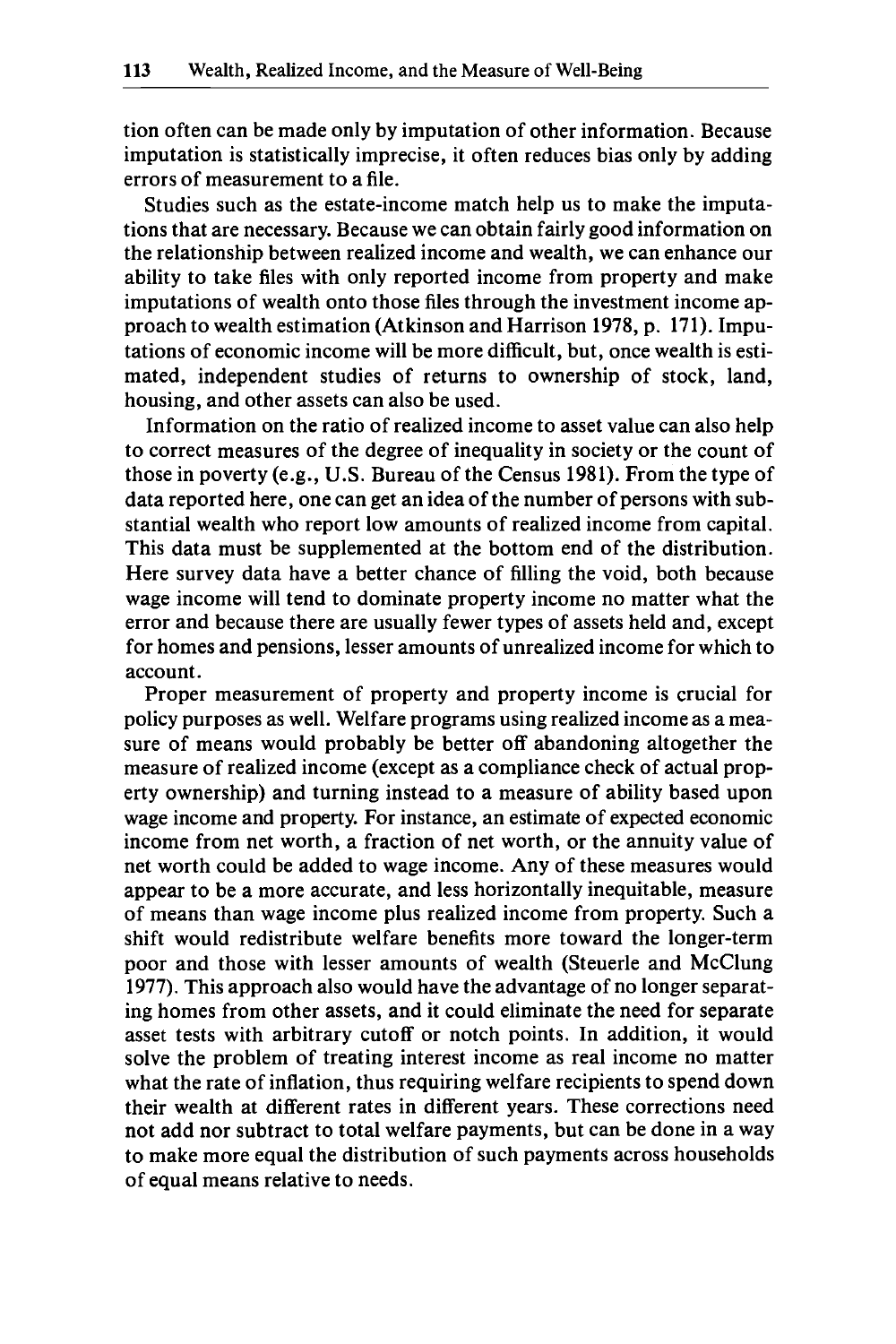tion often can be made only by imputation of other information. Because imputation is statistically imprecise, it often reduces bias only by adding errors of measurement to a file.

Studies such as the estate-income match help us to make the imputations that are necessary. Because we can obtain fairly good information on the relationship between realized income and wealth, we can enhance our ability to take files with only reported income from property and make imputations of wealth onto those files through the investment income approach to wealth estimation (Atkinson and Harrison 1978, p. 171). Imputations of economic income will be more difficult, but, once wealth is estimated, independent studies of returns to ownership of stock, land, housing, and other assets can also be used.

Information on the ratio of realized income to asset value can also help to correct measures of the degree of inequality in society or the count of those in poverty (e.g., U.S. Bureau of the Census 1981). From the type of data reported here, one can get an idea of the number of persons with substantial wealth who report low amounts of realized income from capital. This data must be supplemented at the bottom end of the distribution. Here survey data have a better chance of filling the void, both because wage income will tend to dominate property income no matter what the error and because there are usually fewer types of assets held and, except for homes and pensions, lesser amounts of unrealized income for which to account.

Proper measurement of property and property income is crucial for policy purposes as well. Welfare programs using realized income as a measure of means would probably be better off abandoning altogether the measure of realized income (except as a compliance check of actual property ownership) and turning instead to a measure of ability based upon wage income and property. For instance, an estimate of expected economic income from net worth, a fraction of net worth, or the annuity value of net worth could be added to wage income. Any of these measures would appear to be a more accurate, and less horizontally inequitable, measure of means than wage income plus realized income from property. Such a shift would redistribute welfare benefits more toward the longer-term poor and those with lesser amounts of wealth (Steuerle and McClung 1977). This approach also would have the advantage of no longer separating homes from other assets, and it could eliminate the need for separate asset tests with arbitrary cutoff or notch points. In addition, it would solve the problem of treating interest income as real income no matter what the rate of inflation, thus requiring welfare recipients to spend down their wealth at different rates in different years. These corrections need not add nor subtract to total welfare payments, but can be done in a way to make more equal the distribution of such payments across households of equal means relative to needs.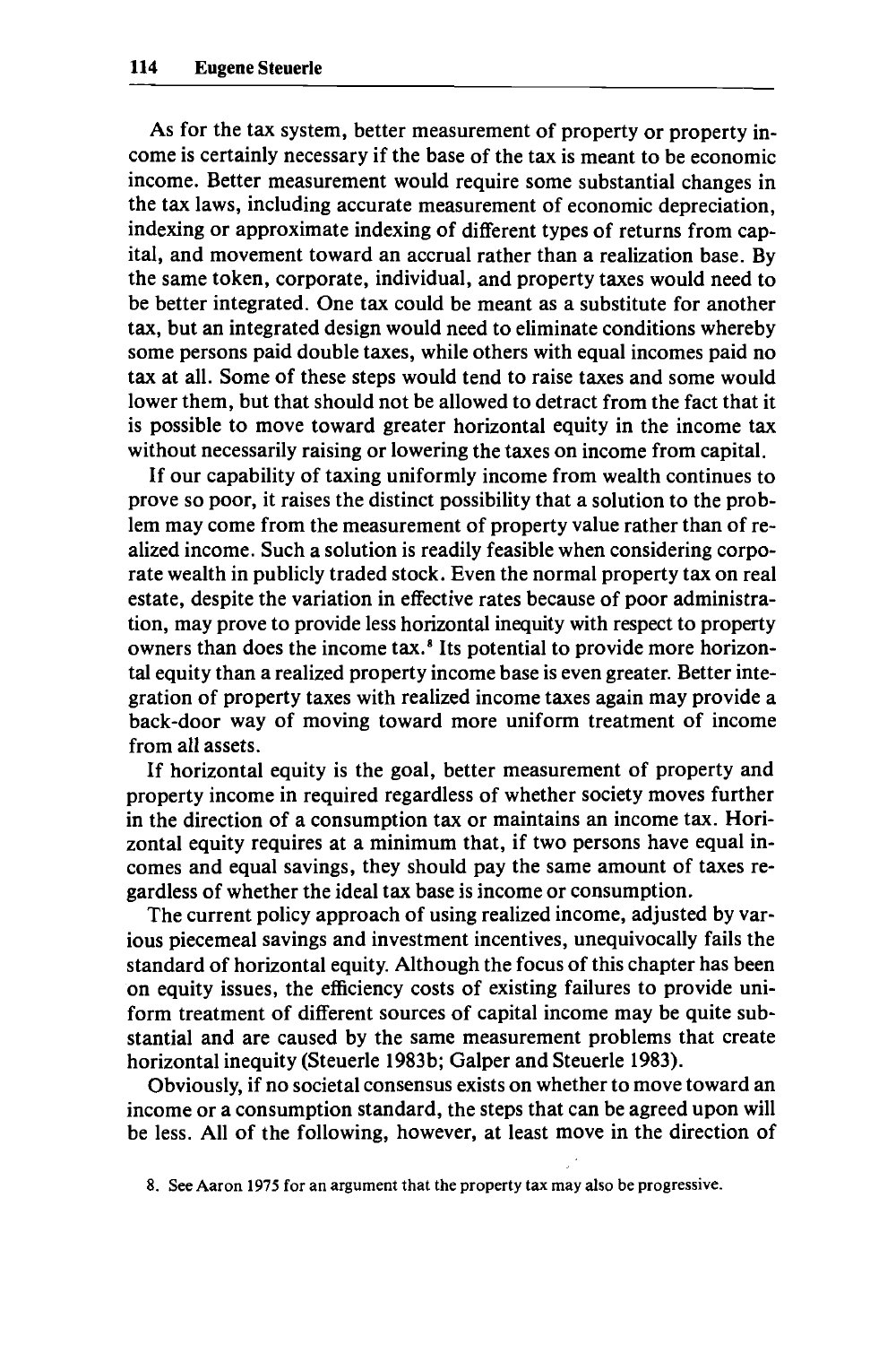As for the tax system, better measurement of property or property income is certainly necessary if the base of the tax is meant to be economic income. Better measurement would require some substantial changes in the tax laws, including accurate measurement of economic depreciation, indexing or approximate indexing of different types of returns from capital, and movement toward an accrual rather than a realization base. By the same token, corporate, individual, and property taxes would need to be better integrated. One tax could be meant as a substitute for another tax, but an integrated design would need to eliminate conditions whereby some persons paid double taxes, while others with equal incomes paid no tax at all. Some of these steps would tend to raise taxes and some would lower them, but that should not be allowed to detract from the fact that it is possible to move toward greater horizontal equity in the income tax without necessarily raising or lowering the taxes on income from capital.

If our capability of taxing uniformly income from wealth continues to prove so poor, it raises the distinct possibility that a solution to the problem may come from the measurement of property value rather than of realized income. Such a solution is readily feasible when considering corporate wealth in publicly traded stock. Even the normal property tax on real estate, despite the variation in effective rates because of poor administration, may prove to provide less horizontal inequity with respect to property owners than does the income tax.[8] Its potential to provide more horizontal equity than a realized property income base is even greater. Better integration of property taxes with realized income taxes again may provide a back-door way of moving toward more uniform treatment of income from all assets.

If horizontal equity is the goal, better measurement of property and property income in required regardless of whether society moves further in the direction of a consumption tax or maintains an income tax. Horizontal equity requires at a minimum that, if two persons have equal incomes and equal savings, they should pay the same amount of taxes regardless of whether the ideal tax base is income or consumption.

The current policy approach of using realized income, adjusted by various piecemeal savings and investment incentives, unequivocally fails the standard of horizontal equity. Although the focus of this chapter has been on equity issues, the efficiency costs of existing failures to provide uniform treatment of different sources of capital income may be quite substantial and are caused by the same measurement problems that create horizontal inequity (Steuerle 1983b; Galper and Steuerle 1983).

Obviously, if no societal consensus exists on whether to move toward an income or a consumption standard, the steps that can be agreed upon will be less. All of the following, however, at least move in the direction of

8. See Aaron 1975 for an argument that the property tax may also be progressive.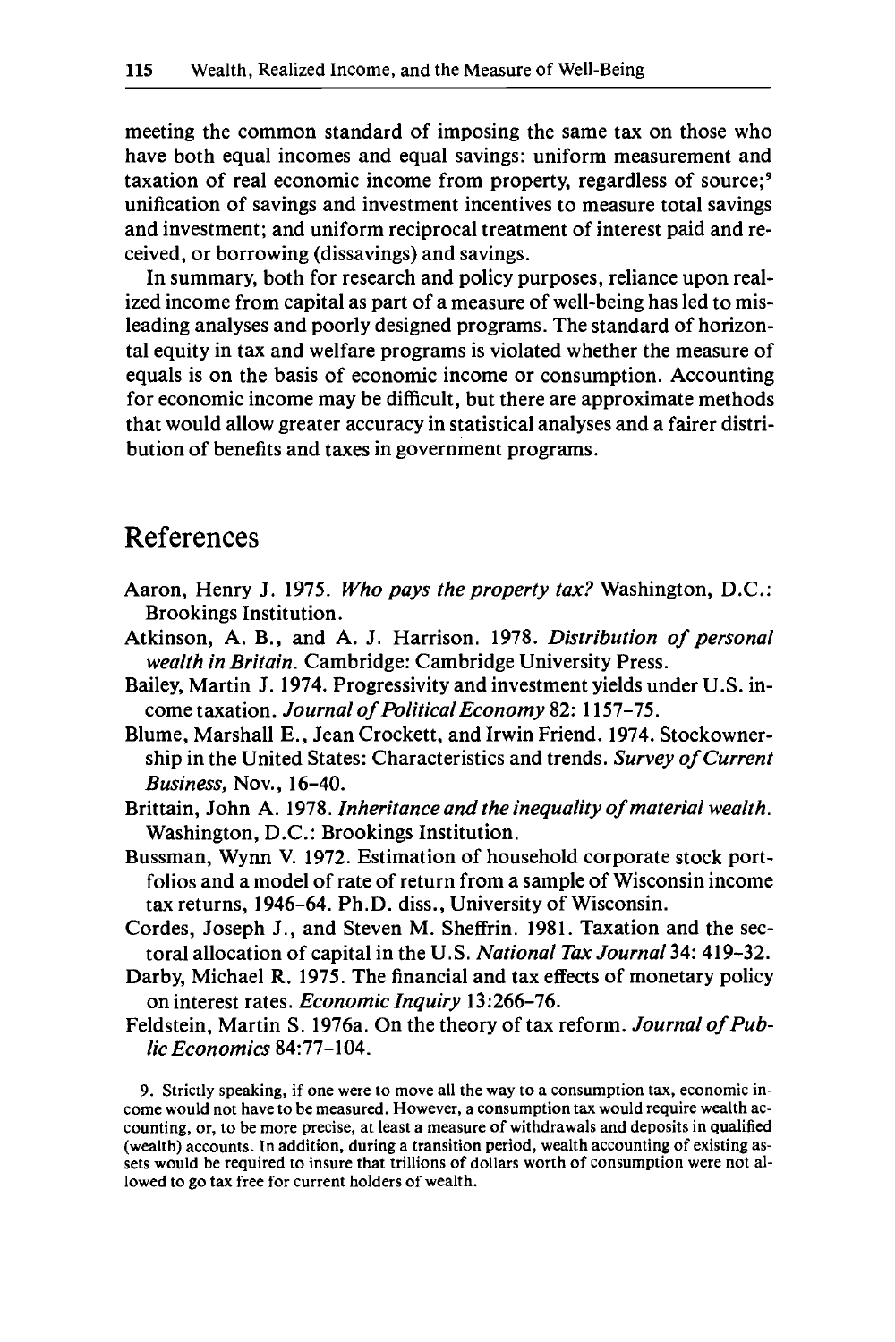meeting the common standard of imposing the same tax on those who have both equal incomes and equal savings: uniform measurement and taxation of real economic income from property, regardless of source;[9] unification of savings and investment incentives to measure total savings and investment; and uniform reciprocal treatment of interest paid and received, or borrowing (dissavings) and savings.

In summary, both for research and policy purposes, reliance upon realized income from capital as part of a measure of well-being has led to misleading analyses and poorly designed programs. The standard of horizontal equity in tax and welfare programs is violated whether the measure of equals is on the basis of economic income or consumption. Accounting for economic income may be difficult, but there are approximate methods that would allow greater accuracy in statistical analyses and a fairer distribution of benefits and taxes in government programs.

## References

Aaron, Henry J. 1975. *Who pays the property tax?* Washington, D.C.: Brookings Institution.

Atkinson, A. B., and A. J. Harrison. 1978. *Distribution of personal wealth in Britain.* Cambridge: Cambridge University Press.

Bailey, Martin J. 1974. Progressivity and investment yields under U.S. income taxation. *Journal of Political Economy* 82: 1157–75.

Blume, Marshall E., Jean Crockett, and Irwin Friend. 1974. Stockownership in the United States: Characteristics and trends. *Survey of Current Business,* Nov., 16–40.

Brittain, John A. 1978. *Inheritance and the inequality of material wealth.* Washington, D.C.: Brookings Institution.

Bussman, Wynn V. 1972. Estimation of household corporate stock portfolios and a model of rate of return from a sample of Wisconsin income tax returns, 1946–64. Ph.D. diss., University of Wisconsin.

Cordes, Joseph J., and Steven M. Sheffrin. 1981. Taxation and the sectoral allocation of capital in the U.S. *National Tax Journal* 34: 419–32.

Darby, Michael R. 1975. The financial and tax effects of monetary policy on interest rates. *Economic Inquiry* 13:266–76.

Feldstein, Martin S. 1976a. On the theory of tax reform. *Journal of Public Economics* 84:77–104.

9. Strictly speaking, if one were to move all the way to a consumption tax, economic income would not have to be measured. However, a consumption tax would require wealth accounting, or, to be more precise, at least a measure of withdrawals and deposits in qualified (wealth) accounts. In addition, during a transition period, wealth accounting of existing assets would be required to insure that trillions of dollars worth of consumption were not allowed to go tax free for current holders of wealth.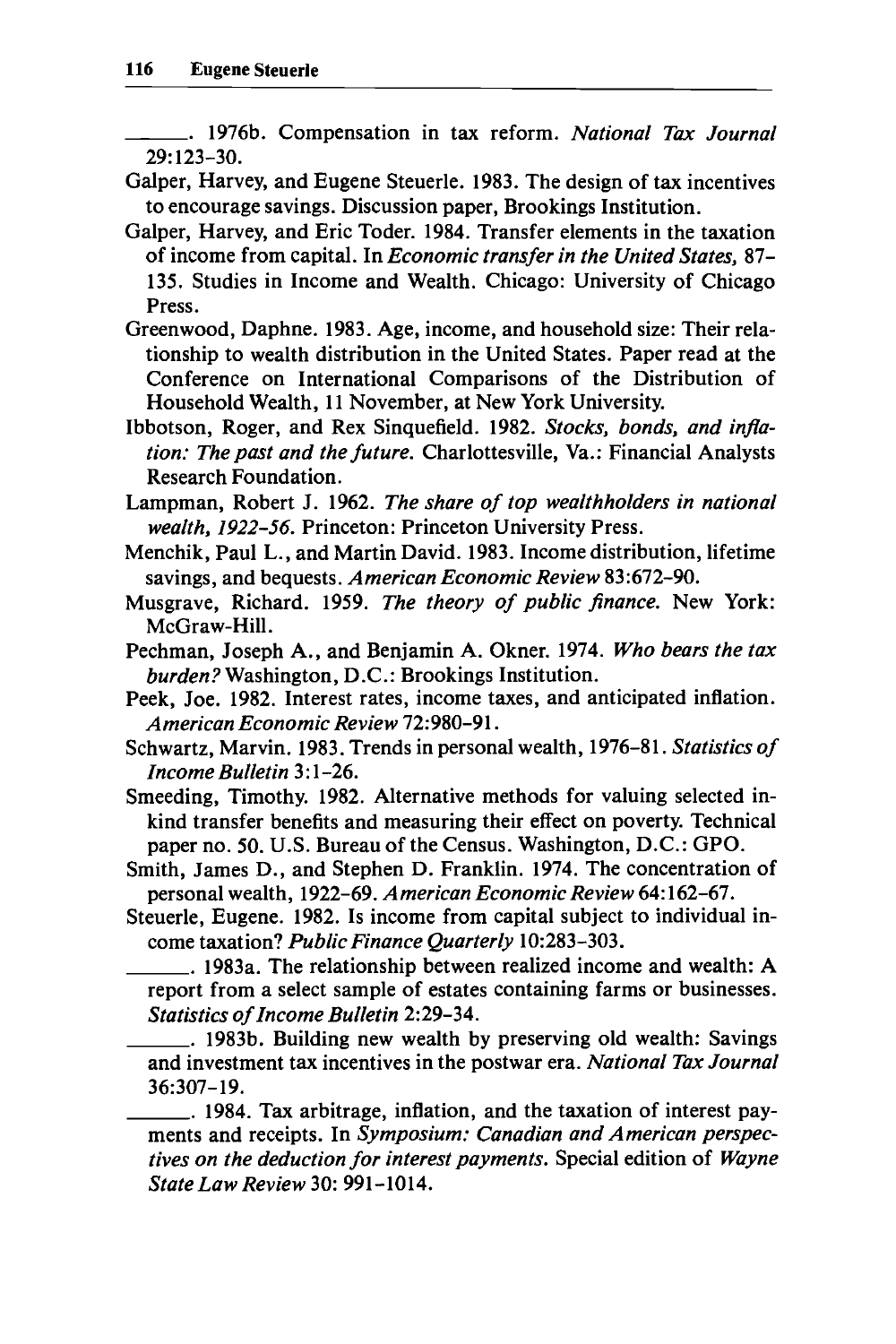———. 1976b. Compensation in tax reform. *National Tax Journal* 29:123–30.

Galper, Harvey, and Eugene Steuerle. 1983. The design of tax incentives to encourage savings. Discussion paper, Brookings Institution.

Galper, Harvey, and Eric Toder. 1984. Transfer elements in the taxation of income from capital. In *Economic transfer in the United States,* 87–135. Studies in Income and Wealth. Chicago: University of Chicago Press.

Greenwood, Daphne. 1983. Age, income, and household size: Their relationship to wealth distribution in the United States. Paper read at the Conference on International Comparisons of the Distribution of Household Wealth, 11 November, at New York University.

Ibbotson, Roger, and Rex Sinquefield. 1982. *Stocks, bonds, and inflation: The past and the future.* Charlottesville, Va.: Financial Analysts Research Foundation.

Lampman, Robert J. 1962. *The share of top wealthholders in national wealth, 1922–56.* Princeton: Princeton University Press.

Menchik, Paul L., and Martin David. 1983. Income distribution, lifetime savings, and bequests. *American Economic Review* 83:672–90.

Musgrave, Richard. 1959. *The theory of public finance.* New York: McGraw-Hill.

Pechman, Joseph A., and Benjamin A. Okner. 1974. *Who bears the tax burden?* Washington, D.C.: Brookings Institution.

Peek, Joe. 1982. Interest rates, income taxes, and anticipated inflation. *American Economic Review* 72:980–91.

Schwartz, Marvin. 1983. Trends in personal wealth, 1976–81. *Statistics of Income Bulletin* 3:1–26.

Smeeding, Timothy. 1982. Alternative methods for valuing selected in-kind transfer benefits and measuring their effect on poverty. Technical paper no. 50. U.S. Bureau of the Census. Washington, D.C.: GPO.

Smith, James D., and Stephen D. Franklin. 1974. The concentration of personal wealth, 1922–69. *American Economic Review* 64:162–67.

Steuerle, Eugene. 1982. Is income from capital subject to individual income taxation? *Public Finance Quarterly* 10:283–303.

———. 1983a. The relationship between realized income and wealth: A report from a select sample of estates containing farms or businesses. *Statistics of Income Bulletin* 2:29–34.

———. 1983b. Building new wealth by preserving old wealth: Savings and investment tax incentives in the postwar era. *National Tax Journal* 36:307–19.

———. 1984. Tax arbitrage, inflation, and the taxation of interest payments and receipts. In *Symposium: Canadian and American perspectives on the deduction for interest payments.* Special edition of *Wayne State Law Review* 30: 991–1014.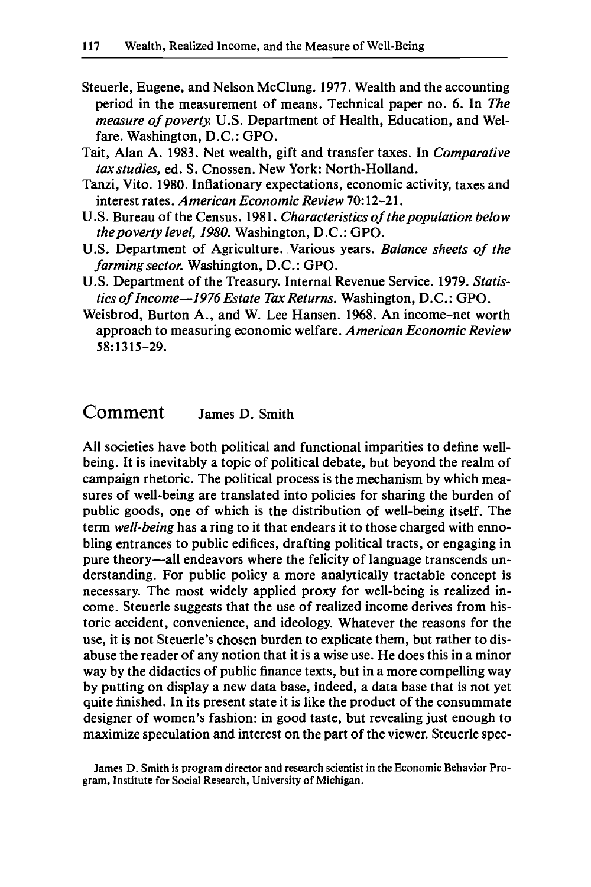Steuerle, Eugene, and Nelson McClung. 1977. Wealth and the accounting period in the measurement of means. Technical paper no. 6. In *The measure of poverty.* U.S. Department of Health, Education, and Welfare. Washington, D.C.: GPO.

Tait, Alan A. 1983. Net wealth, gift and transfer taxes. In *Comparative tax studies,* ed. S. Cnossen. New York: North-Holland.

Tanzi, Vito. 1980. Inflationary expectations, economic activity, taxes and interest rates. *American Economic Review* 70:12–21.

U.S. Bureau of the Census. 1981. *Characteristics of the population below the poverty level, 1980.* Washington, D.C.: GPO.

U.S. Department of Agriculture. Various years. *Balance sheets of the farming sector.* Washington, D.C.: GPO.

U.S. Department of the Treasury. Internal Revenue Service. 1979. *Statistics of Income—1976 Estate Tax Returns.* Washington, D.C.: GPO.

Weisbrod, Burton A., and W. Lee Hansen. 1968. An income-net worth approach to measuring economic welfare. *American Economic Review* 58:1315–29.

## Comment James D. Smith

All societies have both political and functional imparities to define well-being. It is inevitably a topic of political debate, but beyond the realm of campaign rhetoric. The political process is the mechanism by which measures of well-being are translated into policies for sharing the burden of public goods, one of which is the distribution of well-being itself. The term *well-being* has a ring to it that endears it to those charged with ennobling entrances to public edifices, drafting political tracts, or engaging in pure theory—all endeavors where the felicity of language transcends understanding. For public policy a more analytically tractable concept is necessary. The most widely applied proxy for well-being is realized income. Steuerle suggests that the use of realized income derives from historic accident, convenience, and ideology. Whatever the reasons for the use, it is not Steuerle's chosen burden to explicate them, but rather to disabuse the reader of any notion that it is a wise use. He does this in a minor way by the didactics of public finance texts, but in a more compelling way by putting on display a new data base, indeed, a data base that is not yet quite finished. In its present state it is like the product of the consummate designer of women's fashion: in good taste, but revealing just enough to maximize speculation and interest on the part of the viewer. Steuerle spec-

James D. Smith is program director and research scientist in the Economic Behavior Program, Institute for Social Research, University of Michigan.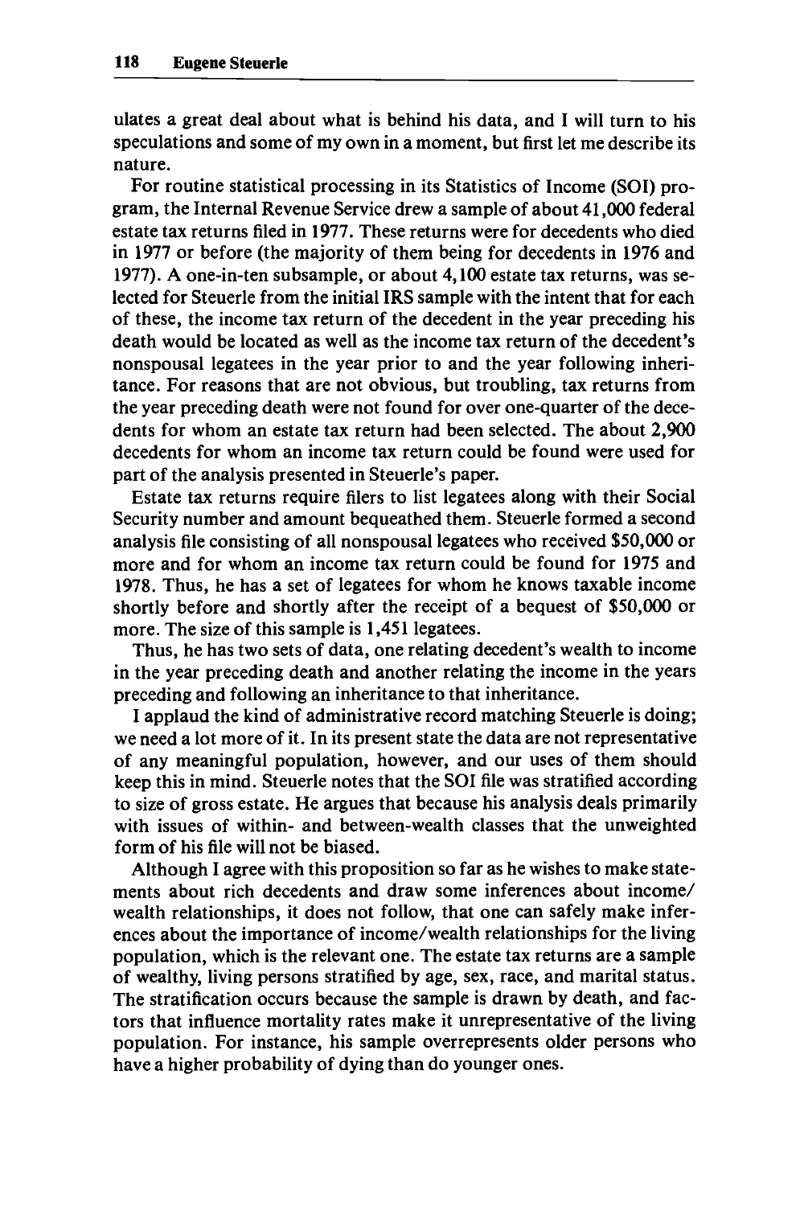ulates a great deal about what is behind his data, and I will turn to his speculations and some of my own in a moment, but first let me describe its nature.

For routine statistical processing in its Statistics of Income (SOI) program, the Internal Revenue Service drew a sample of about 41,000 federal estate tax returns filed in 1977. These returns were for decedents who died in 1977 or before (the majority of them being for decedents in 1976 and 1977). A one-in-ten subsample, or about 4,100 estate tax returns, was selected for Steuerle from the initial IRS sample with the intent that for each of these, the income tax return of the decedent in the year preceding his death would be located as well as the income tax return of the decedent's nonspousal legatees in the year prior to and the year following inheritance. For reasons that are not obvious, but troubling, tax returns from the year preceding death were not found for over one-quarter of the decedents for whom an estate tax return had been selected. The about 2,900 decedents for whom an income tax return could be found were used for part of the analysis presented in Steuerle's paper.

Estate tax returns require filers to list legatees along with their Social Security number and amount bequeathed them. Steuerle formed a second analysis file consisting of all nonspousal legatees who received $50,000 or more and for whom an income tax return could be found for 1975 and 1978. Thus, he has a set of legatees for whom he knows taxable income shortly before and shortly after the receipt of a bequest of $50,000 or more. The size of this sample is 1,451 legatees.

Thus, he has two sets of data, one relating decedent's wealth to income in the year preceding death and another relating the income in the years preceding and following an inheritance to that inheritance.

I applaud the kind of administrative record matching Steuerle is doing; we need a lot more of it. In its present state the data are not representative of any meaningful population, however, and our uses of them should keep this in mind. Steuerle notes that the SOI file was stratified according to size of gross estate. He argues that because his analysis deals primarily with issues of within- and between-wealth classes that the unweighted form of his file will not be biased.

Although I agree with this proposition so far as he wishes to make statements about rich decedents and draw some inferences about income/wealth relationships, it does not follow, that one can safely make inferences about the importance of income/wealth relationships for the living population, which is the relevant one. The estate tax returns are a sample of wealthy, living persons stratified by age, sex, race, and marital status. The stratification occurs because the sample is drawn by death, and factors that influence mortality rates make it unrepresentative of the living population. For instance, his sample overrepresents older persons who have a higher probability of dying than do younger ones.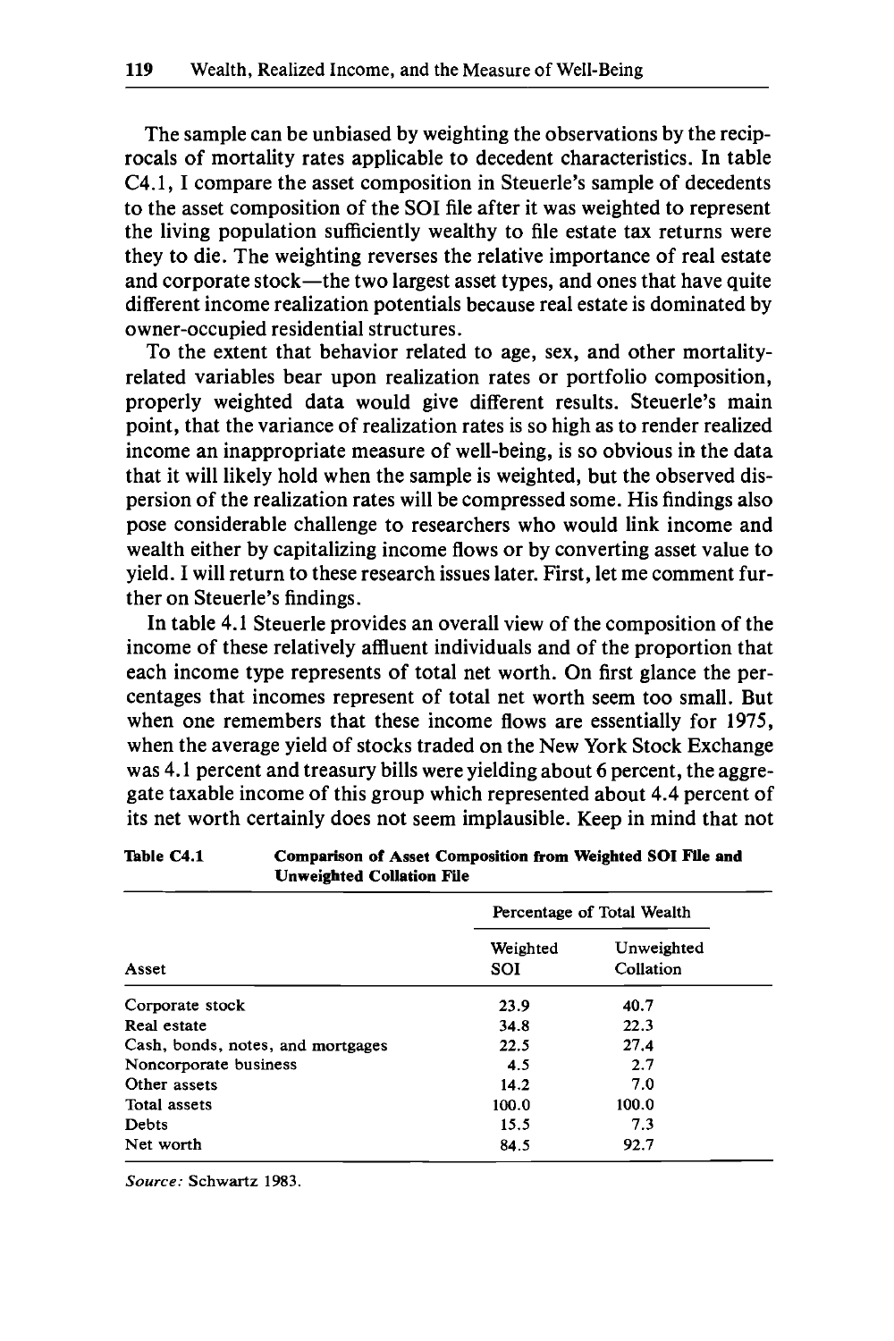The sample can be unbiased by weighting the observations by the reciprocals of mortality rates applicable to decedent characteristics. In table C4.1, I compare the asset composition in Steuerle's sample of decedents to the asset composition of the SOI file after it was weighted to represent the living population sufficiently wealthy to file estate tax returns were they to die. The weighting reverses the relative importance of real estate and corporate stock—the two largest asset types, and ones that have quite different income realization potentials because real estate is dominated by owner-occupied residential structures.

To the extent that behavior related to age, sex, and other mortality-related variables bear upon realization rates or portfolio composition, properly weighted data would give different results. Steuerle's main point, that the variance of realization rates is so high as to render realized income an inappropriate measure of well-being, is so obvious in the data that it will likely hold when the sample is weighted, but the observed dispersion of the realization rates will be compressed some. His findings also pose considerable challenge to researchers who would link income and wealth either by capitalizing income flows or by converting asset value to yield. I will return to these research issues later. First, let me comment further on Steuerle's findings.

In table 4.1 Steuerle provides an overall view of the composition of the income of these relatively affluent individuals and of the proportion that each income type represents of total net worth. On first glance the percentages that incomes represent of total net worth seem too small. But when one remembers that these income flows are essentially for 1975, when the average yield of stocks traded on the New York Stock Exchange was 4.1 percent and treasury bills were yielding about 6 percent, the aggregate taxable income of this group which represented about 4.4 percent of its net worth certainly does not seem implausible. Keep in mind that not

**Table C4.1 Comparison of Asset Composition from Weighted SOI File and Unweighted Collation File**

| | Percentage of Total Wealth | |
|---|---|---|
| Asset | Weighted SOI | Unweighted Collation |
| Corporate stock | 23.9 | 40.7 |
| Real estate | 34.8 | 22.3 |
| Cash, bonds, notes, and mortgages | 22.5 | 27.4 |
| Noncorporate business | 4.5 | 2.7 |
| Other assets | 14.2 | 7.0 |
| Total assets | 100.0 | 100.0 |
| Debts | 15.5 | 7.3 |
| Net worth | 84.5 | 92.7 |

*Source:* Schwartz 1983.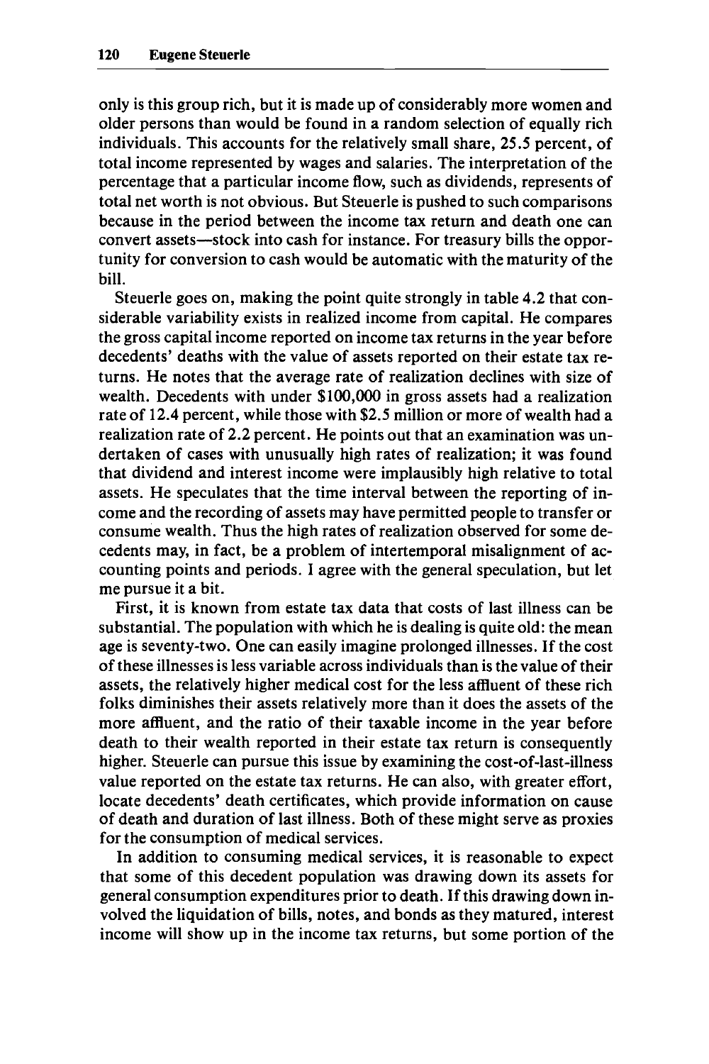only is this group rich, but it is made up of considerably more women and older persons than would be found in a random selection of equally rich individuals. This accounts for the relatively small share, 25.5 percent, of total income represented by wages and salaries. The interpretation of the percentage that a particular income flow, such as dividends, represents of total net worth is not obvious. But Steuerle is pushed to such comparisons because in the period between the income tax return and death one can convert assets—stock into cash for instance. For treasury bills the opportunity for conversion to cash would be automatic with the maturity of the bill.

Steuerle goes on, making the point quite strongly in table 4.2 that considerable variability exists in realized income from capital. He compares the gross capital income reported on income tax returns in the year before decedents' deaths with the value of assets reported on their estate tax returns. He notes that the average rate of realization declines with size of wealth. Decedents with under $100,000 in gross assets had a realization rate of 12.4 percent, while those with $2.5 million or more of wealth had a realization rate of 2.2 percent. He points out that an examination was undertaken of cases with unusually high rates of realization; it was found that dividend and interest income were implausibly high relative to total assets. He speculates that the time interval between the reporting of income and the recording of assets may have permitted people to transfer or consume wealth. Thus the high rates of realization observed for some decedents may, in fact, be a problem of intertemporal misalignment of accounting points and periods. I agree with the general speculation, but let me pursue it a bit.

First, it is known from estate tax data that costs of last illness can be substantial. The population with which he is dealing is quite old: the mean age is seventy-two. One can easily imagine prolonged illnesses. If the cost of these illnesses is less variable across individuals than is the value of their assets, the relatively higher medical cost for the less affluent of these rich folks diminishes their assets relatively more than it does the assets of the more affluent, and the ratio of their taxable income in the year before death to their wealth reported in their estate tax return is consequently higher. Steuerle can pursue this issue by examining the cost-of-last-illness value reported on the estate tax returns. He can also, with greater effort, locate decedents' death certificates, which provide information on cause of death and duration of last illness. Both of these might serve as proxies for the consumption of medical services.

In addition to consuming medical services, it is reasonable to expect that some of this decedent population was drawing down its assets for general consumption expenditures prior to death. If this drawing down involved the liquidation of bills, notes, and bonds as they matured, interest income will show up in the income tax returns, but some portion of the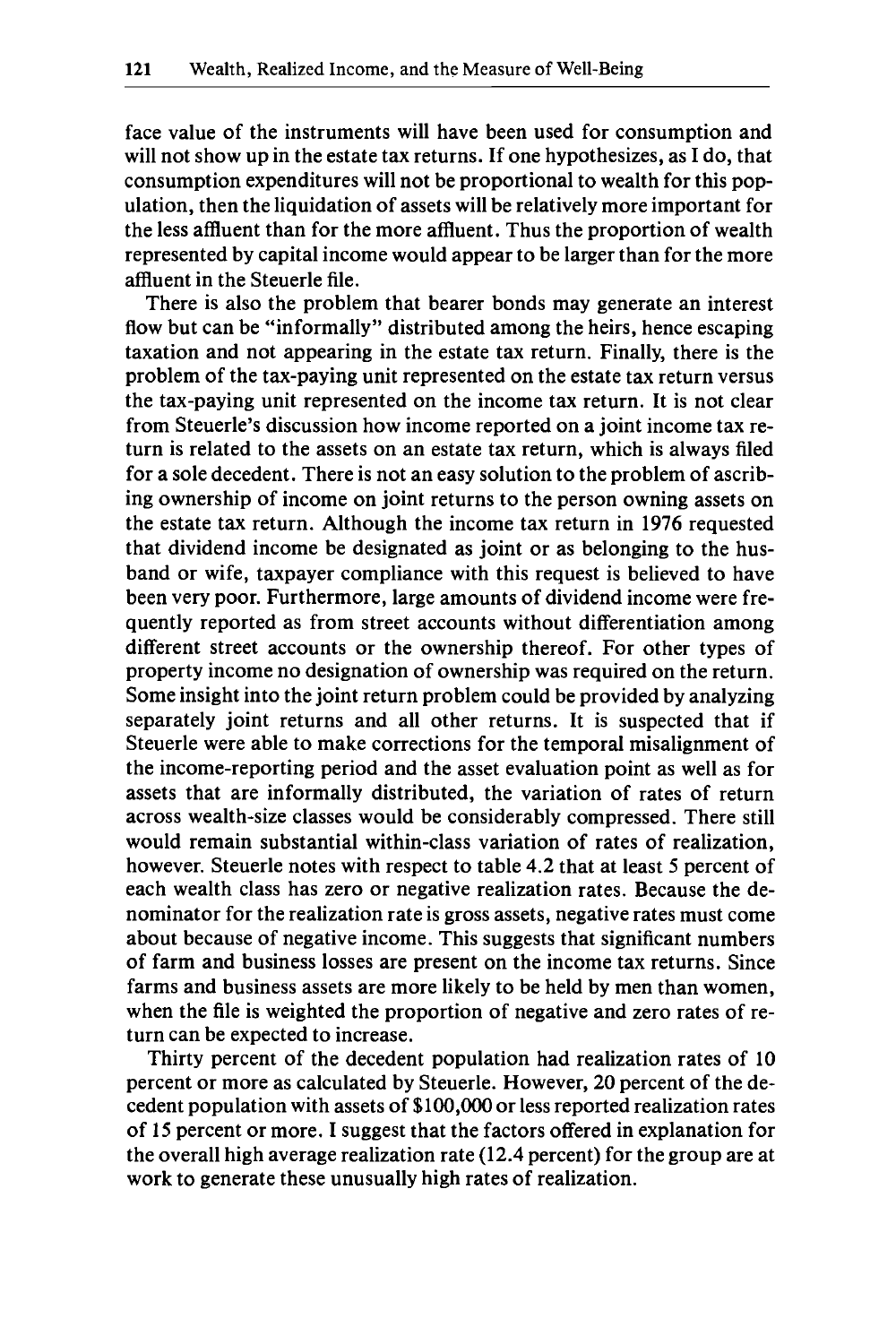face value of the instruments will have been used for consumption and will not show up in the estate tax returns. If one hypothesizes, as I do, that consumption expenditures will not be proportional to wealth for this population, then the liquidation of assets will be relatively more important for the less affluent than for the more affluent. Thus the proportion of wealth represented by capital income would appear to be larger than for the more affluent in the Steuerle file.

There is also the problem that bearer bonds may generate an interest flow but can be "informally" distributed among the heirs, hence escaping taxation and not appearing in the estate tax return. Finally, there is the problem of the tax-paying unit represented on the estate tax return versus the tax-paying unit represented on the income tax return. It is not clear from Steuerle's discussion how income reported on a joint income tax return is related to the assets on an estate tax return, which is always filed for a sole decedent. There is not an easy solution to the problem of ascribing ownership of income on joint returns to the person owning assets on the estate tax return. Although the income tax return in 1976 requested that dividend income be designated as joint or as belonging to the husband or wife, taxpayer compliance with this request is believed to have been very poor. Furthermore, large amounts of dividend income were frequently reported as from street accounts without differentiation among different street accounts or the ownership thereof. For other types of property income no designation of ownership was required on the return. Some insight into the joint return problem could be provided by analyzing separately joint returns and all other returns. It is suspected that if Steuerle were able to make corrections for the temporal misalignment of the income-reporting period and the asset evaluation point as well as for assets that are informally distributed, the variation of rates of return across wealth-size classes would be considerably compressed. There still would remain substantial within-class variation of rates of realization, however. Steuerle notes with respect to table 4.2 that at least 5 percent of each wealth class has zero or negative realization rates. Because the denominator for the realization rate is gross assets, negative rates must come about because of negative income. This suggests that significant numbers of farm and business losses are present on the income tax returns. Since farms and business assets are more likely to be held by men than women, when the file is weighted the proportion of negative and zero rates of return can be expected to increase.

Thirty percent of the decedent population had realization rates of 10 percent or more as calculated by Steuerle. However, 20 percent of the decedent population with assets of $100,000 or less reported realization rates of 15 percent or more. I suggest that the factors offered in explanation for the overall high average realization rate (12.4 percent) for the group are at work to generate these unusually high rates of realization.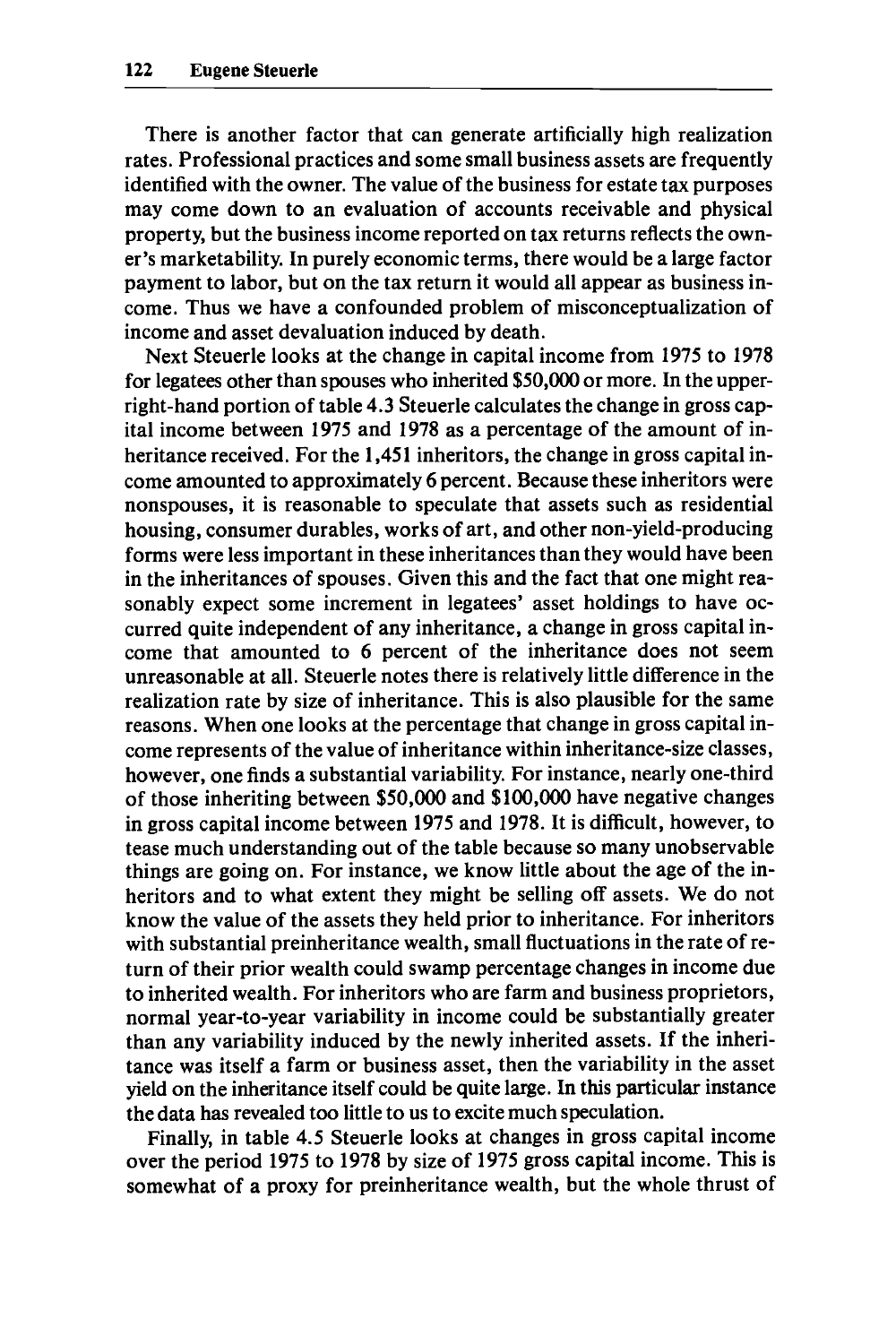There is another factor that can generate artificially high realization rates. Professional practices and some small business assets are frequently identified with the owner. The value of the business for estate tax purposes may come down to an evaluation of accounts receivable and physical property, but the business income reported on tax returns reflects the owner's marketability. In purely economic terms, there would be a large factor payment to labor, but on the tax return it would all appear as business income. Thus we have a confounded problem of misconceptualization of income and asset devaluation induced by death.

Next Steuerle looks at the change in capital income from 1975 to 1978 for legatees other than spouses who inherited $50,000 or more. In the upper-right-hand portion of table 4.3 Steuerle calculates the change in gross capital income between 1975 and 1978 as a percentage of the amount of inheritance received. For the 1,451 inheritors, the change in gross capital income amounted to approximately 6 percent. Because these inheritors were nonspouses, it is reasonable to speculate that assets such as residential housing, consumer durables, works of art, and other non-yield-producing forms were less important in these inheritances than they would have been in the inheritances of spouses. Given this and the fact that one might reasonably expect some increment in legatees' asset holdings to have occurred quite independent of any inheritance, a change in gross capital income that amounted to 6 percent of the inheritance does not seem unreasonable at all. Steuerle notes there is relatively little difference in the realization rate by size of inheritance. This is also plausible for the same reasons. When one looks at the percentage that change in gross capital income represents of the value of inheritance within inheritance-size classes, however, one finds a substantial variability. For instance, nearly one-third of those inheriting between $50,000 and $100,000 have negative changes in gross capital income between 1975 and 1978. It is difficult, however, to tease much understanding out of the table because so many unobservable things are going on. For instance, we know little about the age of the inheritors and to what extent they might be selling off assets. We do not know the value of the assets they held prior to inheritance. For inheritors with substantial preinheritance wealth, small fluctuations in the rate of return of their prior wealth could swamp percentage changes in income due to inherited wealth. For inheritors who are farm and business proprietors, normal year-to-year variability in income could be substantially greater than any variability induced by the newly inherited assets. If the inheritance was itself a farm or business asset, then the variability in the asset yield on the inheritance itself could be quite large. In this particular instance the data has revealed too little to us to excite much speculation.

Finally, in table 4.5 Steuerle looks at changes in gross capital income over the period 1975 to 1978 by size of 1975 gross capital income. This is somewhat of a proxy for preinheritance wealth, but the whole thrust of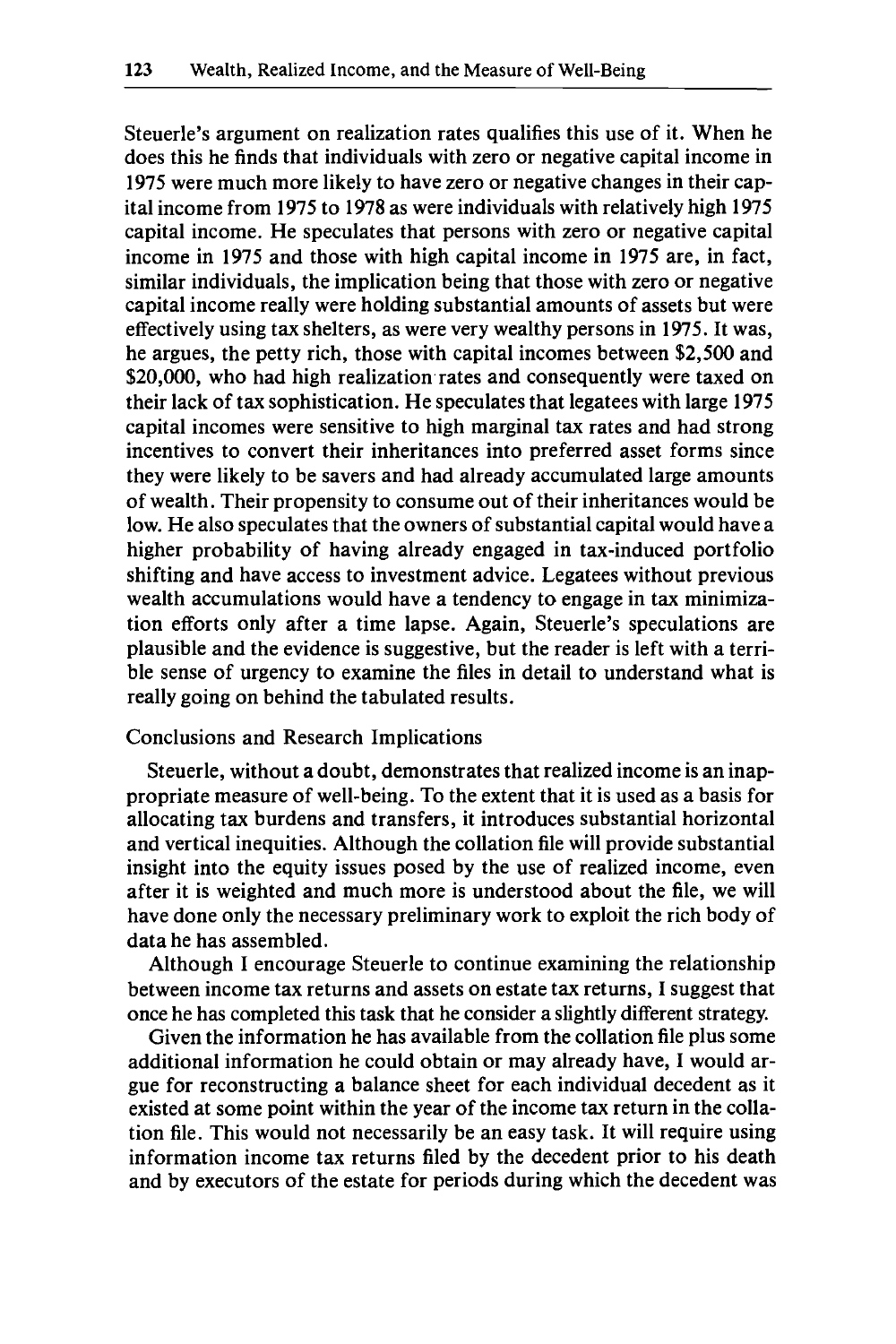Steuerle's argument on realization rates qualifies this use of it. When he does this he finds that individuals with zero or negative capital income in 1975 were much more likely to have zero or negative changes in their capital income from 1975 to 1978 as were individuals with relatively high 1975 capital income. He speculates that persons with zero or negative capital income in 1975 and those with high capital income in 1975 are, in fact, similar individuals, the implication being that those with zero or negative capital income really were holding substantial amounts of assets but were effectively using tax shelters, as were very wealthy persons in 1975. It was, he argues, the petty rich, those with capital incomes between $2,500 and $20,000, who had high realization rates and consequently were taxed on their lack of tax sophistication. He speculates that legatees with large 1975 capital incomes were sensitive to high marginal tax rates and had strong incentives to convert their inheritances into preferred asset forms since they were likely to be savers and had already accumulated large amounts of wealth. Their propensity to consume out of their inheritances would be low. He also speculates that the owners of substantial capital would have a higher probability of having already engaged in tax-induced portfolio shifting and have access to investment advice. Legatees without previous wealth accumulations would have a tendency to engage in tax minimization efforts only after a time lapse. Again, Steuerle's speculations are plausible and the evidence is suggestive, but the reader is left with a terrible sense of urgency to examine the files in detail to understand what is really going on behind the tabulated results.

## Conclusions and Research Implications

Steuerle, without a doubt, demonstrates that realized income is an inappropriate measure of well-being. To the extent that it is used as a basis for allocating tax burdens and transfers, it introduces substantial horizontal and vertical inequities. Although the collation file will provide substantial insight into the equity issues posed by the use of realized income, even after it is weighted and much more is understood about the file, we will have done only the necessary preliminary work to exploit the rich body of data he has assembled.

Although I encourage Steuerle to continue examining the relationship between income tax returns and assets on estate tax returns, I suggest that once he has completed this task that he consider a slightly different strategy.

Given the information he has available from the collation file plus some additional information he could obtain or may already have, I would argue for reconstructing a balance sheet for each individual decedent as it existed at some point within the year of the income tax return in the collation file. This would not necessarily be an easy task. It will require using information income tax returns filed by the decedent prior to his death and by executors of the estate for periods during which the decedent was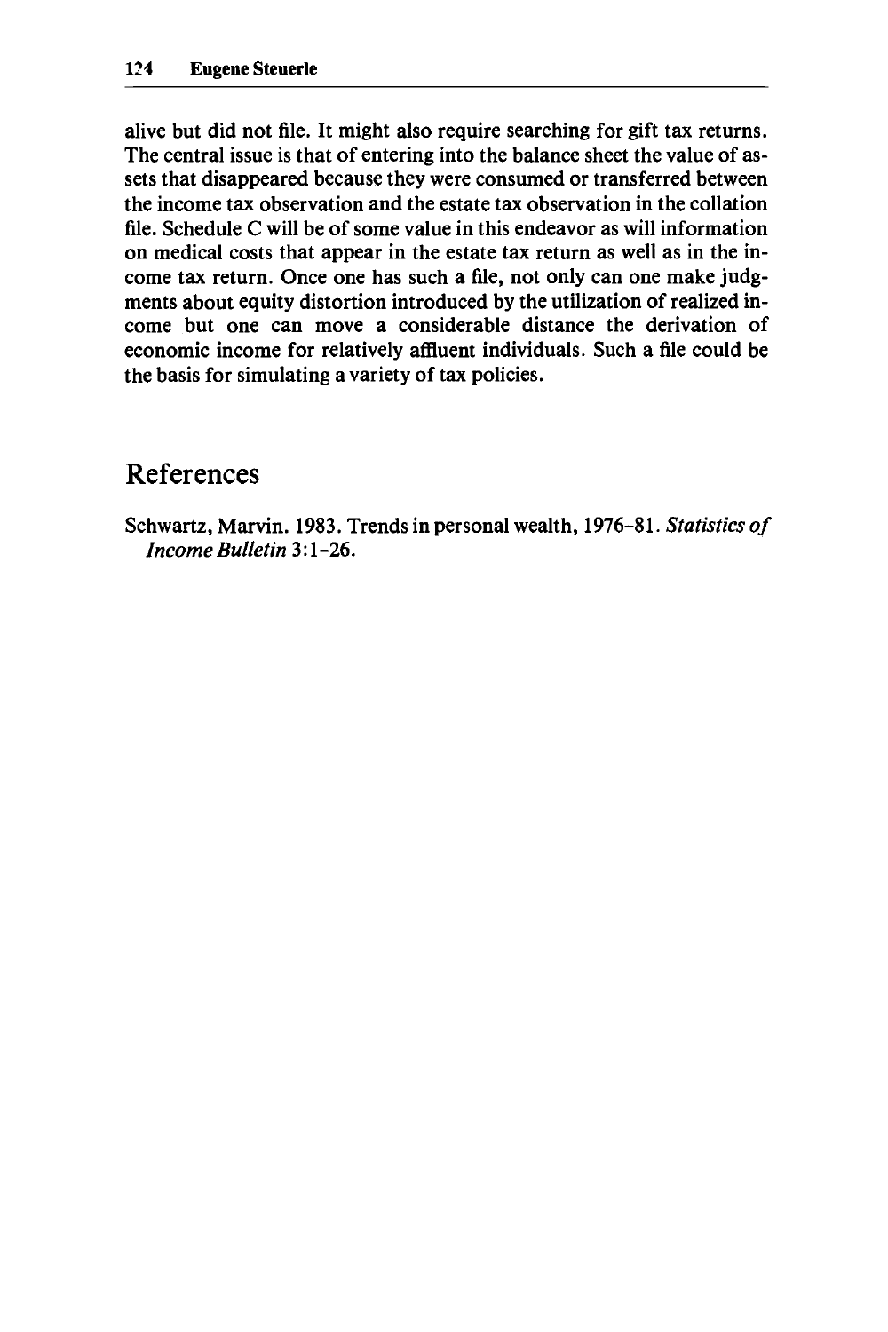alive but did not file. It might also require searching for gift tax returns. The central issue is that of entering into the balance sheet the value of assets that disappeared because they were consumed or transferred between the income tax observation and the estate tax observation in the collation file. Schedule C will be of some value in this endeavor as will information on medical costs that appear in the estate tax return as well as in the income tax return. Once one has such a file, not only can one make judgments about equity distortion introduced by the utilization of realized income but one can move a considerable distance the derivation of economic income for relatively affluent individuals. Such a file could be the basis for simulating a variety of tax policies.

## References

Schwartz, Marvin. 1983. Trends in personal wealth, 1976–81. *Statistics of Income Bulletin* 3:1–26.